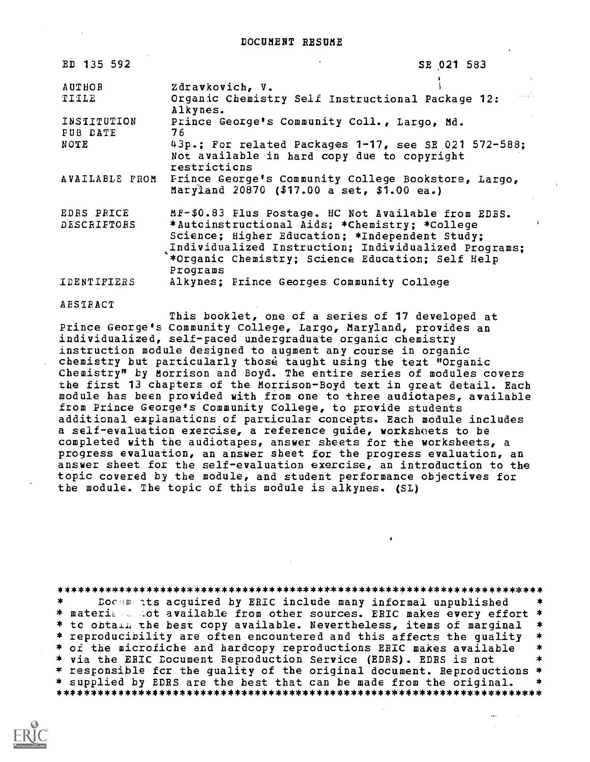# DOCUMENT RESUME

| | |
|---|---|
| ED 135 592 | SE 021 583 |
| AUTHOR | Zdravkovich, V. |
| TITLE | Organic Chemistry Self Instructional Package 12: Alkynes. |
| INSTITUTION | Prince George's Community Coll., Largo, Md. |
| PUB DATE | 76 |
| NOTE | 43p.; For related Packages 1-17, see SE 021 572-588; Not available in hard copy due to copyright restrictions |
| AVAILABLE FROM | Prince George's Community College Bookstore, Largo, Maryland 20870 ($17.00 a set, $1.00 ea.) |
| EDRS PRICE | MF-$0.83 Plus Postage. HC Not Available from EDRS. |
| DESCRIPTORS | *Autoinstructional Aids; *Chemistry; *College Science; Higher Education; *Independent Study; Individualized Instruction; Individualized Programs; *Organic Chemistry; Science Education; Self Help Programs |
| IDENTIFIERS | Alkynes; Prince Georges Community College |

ABSTRACT

This booklet, one of a series of 17 developed at Prince George's Community College, Largo, Maryland, provides an individualized, self-paced undergraduate organic chemistry instruction module designed to augment any course in organic chemistry but particularly those taught using the text "Organic Chemistry" by Morrison and Boyd. The entire series of modules covers the first 13 chapters of the Morrison-Boyd text in great detail. Each module has been provided with from one to three audiotapes, available from Prince George's Community College, to provide students additional explanations of particular concepts. Each module includes a self-evaluation exercise, a reference guide, worksheets to be completed with the audiotapes, answer sheets for the worksheets, a progress evaluation, an answer sheet for the progress evaluation, an answer sheet for the self-evaluation exercise, an introduction to the topic covered by the module, and student performance objectives for the module. The topic of this module is alkynes. (SL)

Documents acquired by ERIC include many informal unpublished materials not available from other sources. ERIC makes every effort to obtain the best copy available. Nevertheless, items of marginal reproducibility are often encountered and this affects the quality of the microfiche and hardcopy reproductions ERIC makes available via the ERIC Document Reproduction Service (EDRS). EDRS is not responsible for the quality of the original document. Reproductions supplied by EDRS are the best that can be made from the original.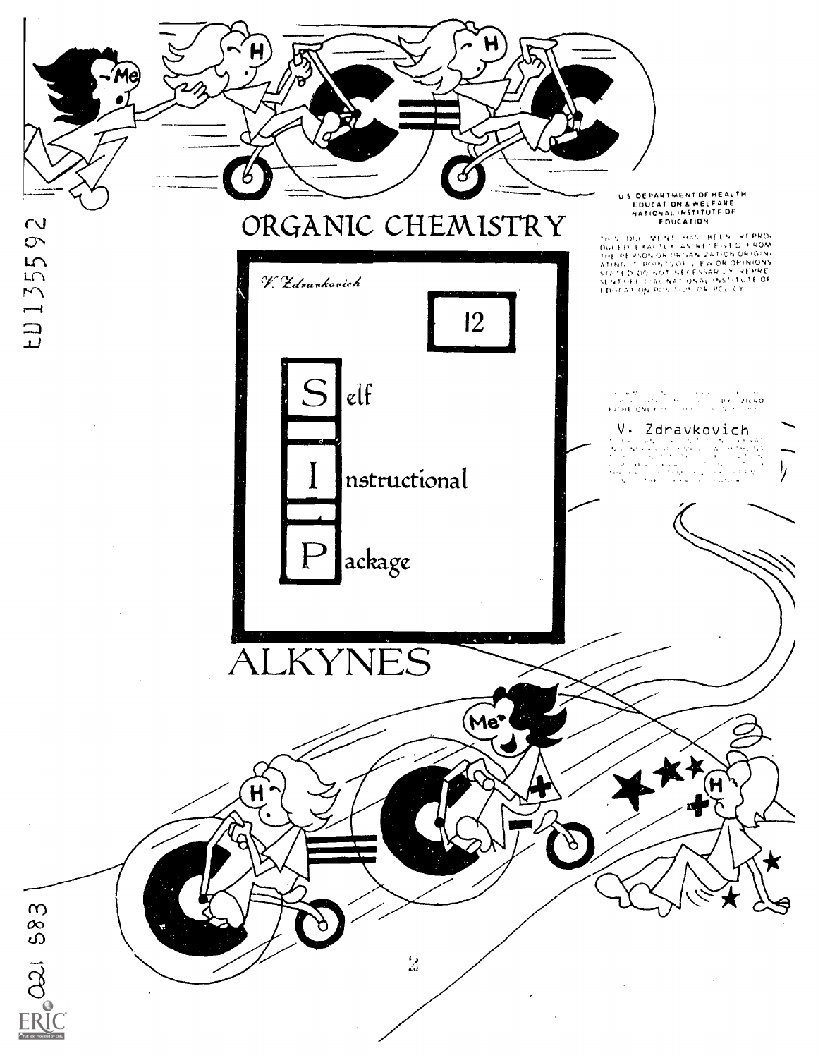# ORGANIC CHEMISTRY

*V. Zdravkovich*

12

**S**elf

**I**nstructional

**P**ackage

# ALKYNES

U.S. DEPARTMENT OF HEALTH
EDUCATION & WELFARE
NATIONAL INSTITUTE OF
EDUCATION

THIS DOCUMENT HAS BEEN REPRODUCED EXACTLY AS RECEIVED FROM THE PERSON OR ORGANIZATION ORIGINATING IT. POINTS OF VIEW OR OPINIONS STATED DO NOT NECESSARILY REPRESENT OFFICIAL NATIONAL INSTITUTE OF EDUCATION POSITION OR POLICY.

V. Zdravkovich

ED135592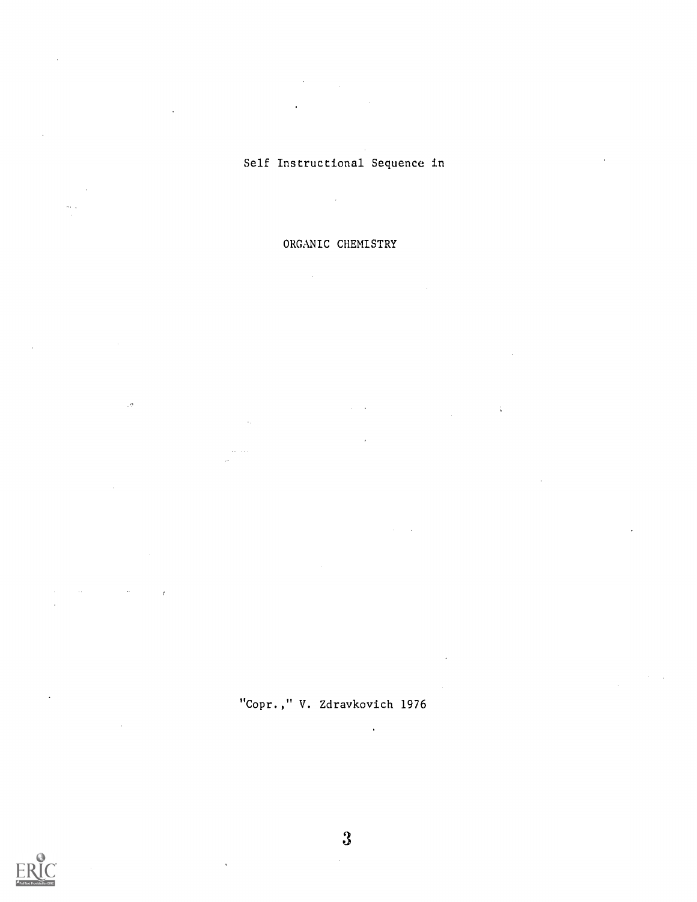# Self Instructional Sequence in

# ORGANIC CHEMISTRY

"Copr.," V. Zdravkovich 1976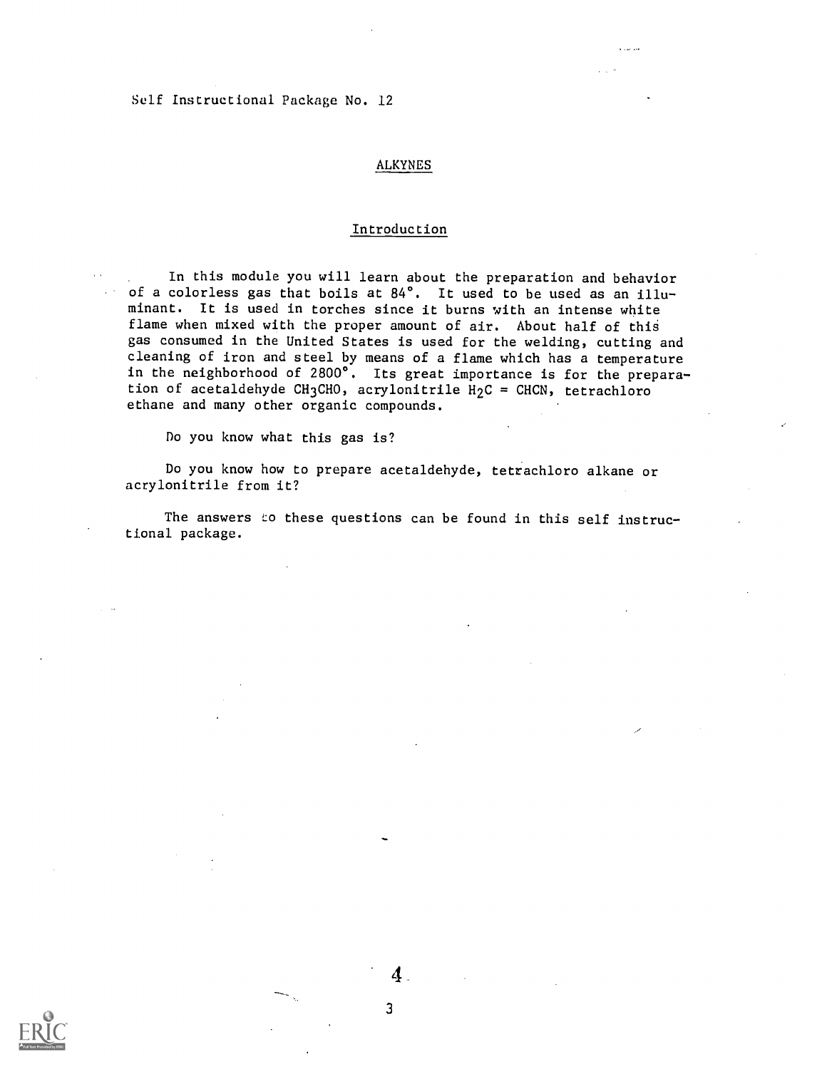Self Instructional Package No. 12

# ALKYNES

## Introduction

In this module you will learn about the preparation and behavior of a colorless gas that boils at 84°. It used to be used as an illuminant. It is used in torches since it burns with an intense white flame when mixed with the proper amount of air. About half of this gas consumed in the United States is used for the welding, cutting and cleaning of iron and steel by means of a flame which has a temperature in the neighborhood of 2800°. Its great importance is for the preparation of acetaldehyde $CH_3CHO$, acrylonitrile $H_2C = CHCN$, tetrachloro ethane and many other organic compounds.

Do you know what this gas is?

Do you know how to prepare acetaldehyde, tetrachloro alkane or acrylonitrile from it?

The answers to these questions can be found in this self instructional package.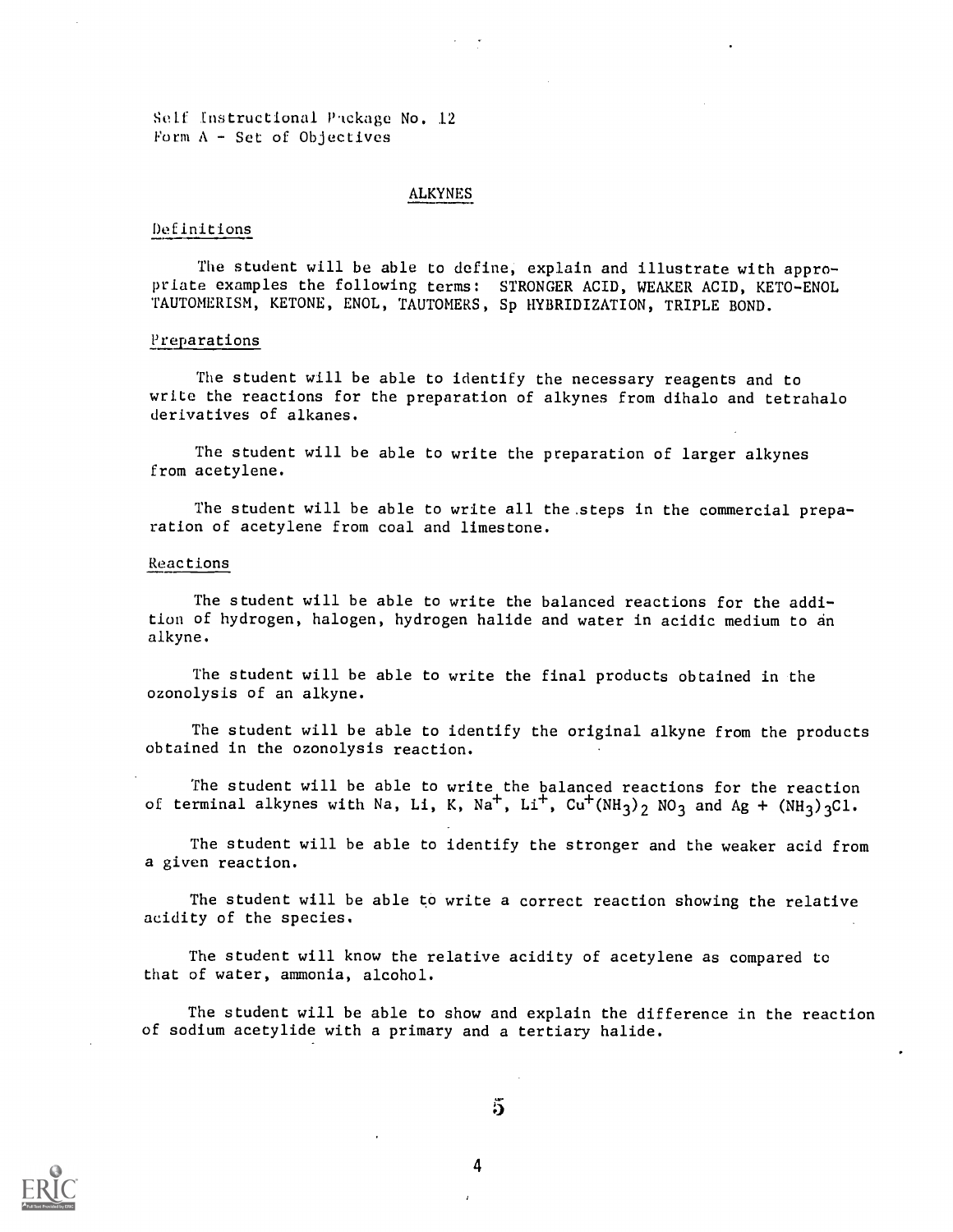Self Instructional Package No. 12
Form A - Set of Objectives

# ALKYNES

## Definitions

The student will be able to define, explain and illustrate with appropriate examples the following terms: STRONGER ACID, WEAKER ACID, KETO-ENOL TAUTOMERISM, KETONE, ENOL, TAUTOMERS, Sp HYBRIDIZATION, TRIPLE BOND.

## Preparations

The student will be able to identify the necessary reagents and to write the reactions for the preparation of alkynes from dihalo and tetrahalo derivatives of alkanes.

The student will be able to write the preparation of larger alkynes from acetylene.

The student will be able to write all the steps in the commercial preparation of acetylene from coal and limestone.

## Reactions

The student will be able to write the balanced reactions for the addition of hydrogen, halogen, hydrogen halide and water in acidic medium to an alkyne.

The student will be able to write the final products obtained in the ozonolysis of an alkyne.

The student will be able to identify the original alkyne from the products obtained in the ozonolysis reaction.

The student will be able to write the balanced reactions for the reaction of terminal alkynes with Na, Li, K, $Na^+$, $Li^+$, $Cu^+(NH_3)_2\ NO_3$ and $Ag + (NH_3)_3Cl$.

The student will be able to identify the stronger and the weaker acid from a given reaction.

The student will be able to write a correct reaction showing the relative acidity of the species.

The student will know the relative acidity of acetylene as compared to that of water, ammonia, alcohol.

The student will be able to show and explain the difference in the reaction of sodium acetylide with a primary and a tertiary halide.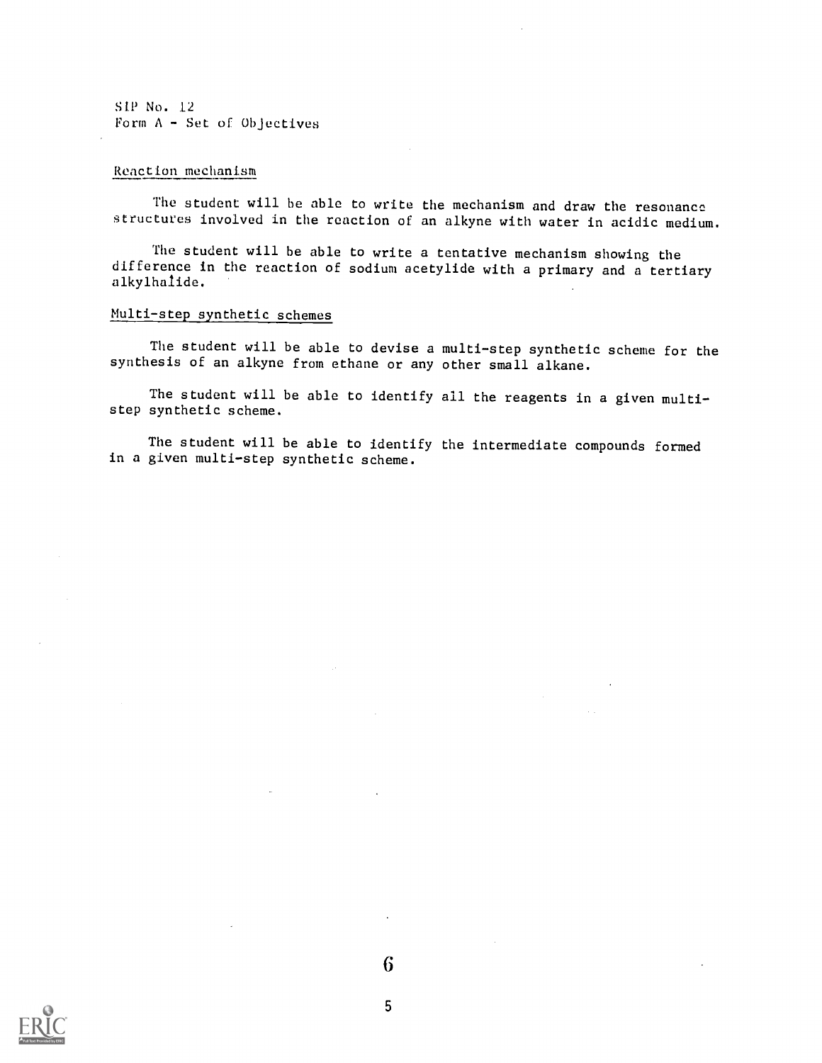SIP No. 12
Form A - Set of Objectives

Reaction mechanism

The student will be able to write the mechanism and draw the resonance structures involved in the reaction of an alkyne with water in acidic medium.

The student will be able to write a tentative mechanism showing the difference in the reaction of sodium acetylide with a primary and a tertiary alkylhalide.

Multi-step synthetic schemes

The student will be able to devise a multi-step synthetic scheme for the synthesis of an alkyne from ethane or any other small alkane.

The student will be able to identify all the reagents in a given multi-step synthetic scheme.

The student will be able to identify the intermediate compounds formed in a given multi-step synthetic scheme.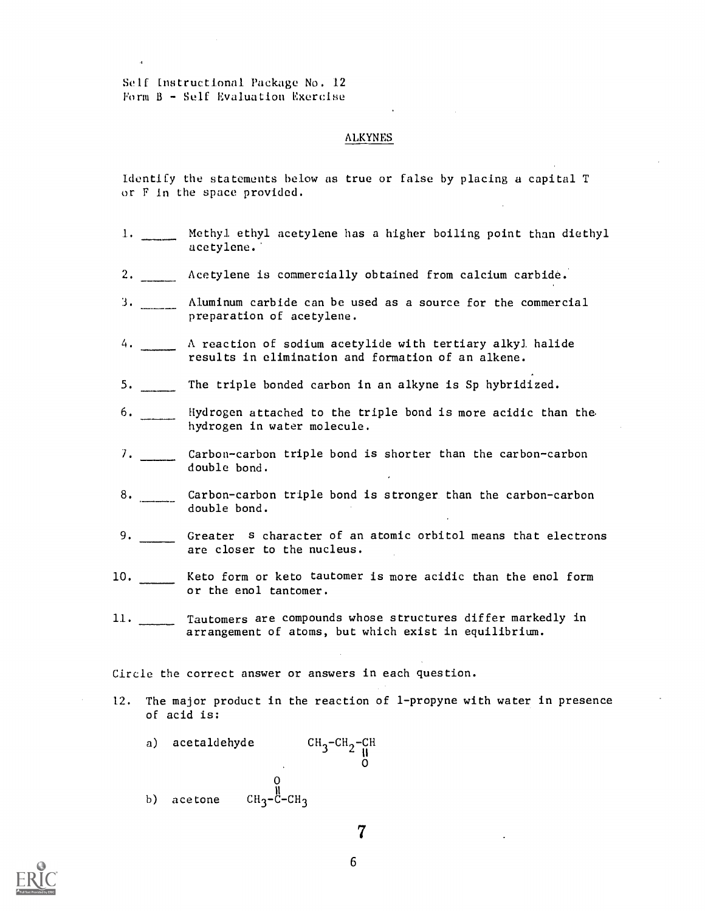Self Instructional Package No. 12
Form B - Self Evaluation Exercise

## ALKYNES

Identify the statements below as true or false by placing a capital T or F in the space provided.

1. _____ Methyl ethyl acetylene has a higher boiling point than diethyl acetylene.

2. _____ Acetylene is commercially obtained from calcium carbide.

3. _____ Aluminum carbide can be used as a source for the commercial preparation of acetylene.

4. _____ A reaction of sodium acetylide with tertiary alkyl halide results in elimination and formation of an alkene.

5. _____ The triple bonded carbon in an alkyne is Sp hybridized.

6. _____ Hydrogen attached to the triple bond is more acidic than the hydrogen in water molecule.

7. _____ Carbon-carbon triple bond is shorter than the carbon-carbon double bond.

8. _____ Carbon-carbon triple bond is stronger than the carbon-carbon double bond.

9. _____ Greater s character of an atomic orbitol means that electrons are closer to the nucleus.

10. _____ Keto form or keto tautomer is more acidic than the enol form or the enol tantomer.

11. _____ Tautomers are compounds whose structures differ markedly in arrangement of atoms, but which exist in equilibrium.

Circle the correct answer or answers in each question.

12. The major product in the reaction of 1-propyne with water in presence of acid is:

    a) acetaldehyde $CH_3-CH_2-\overset{\displaystyle O}{\overset{\|}{C}}H$ (=O drawn below CH)

    b) acetone $CH_3-\overset{\displaystyle O}{\overset{\|}{C}}-CH_3$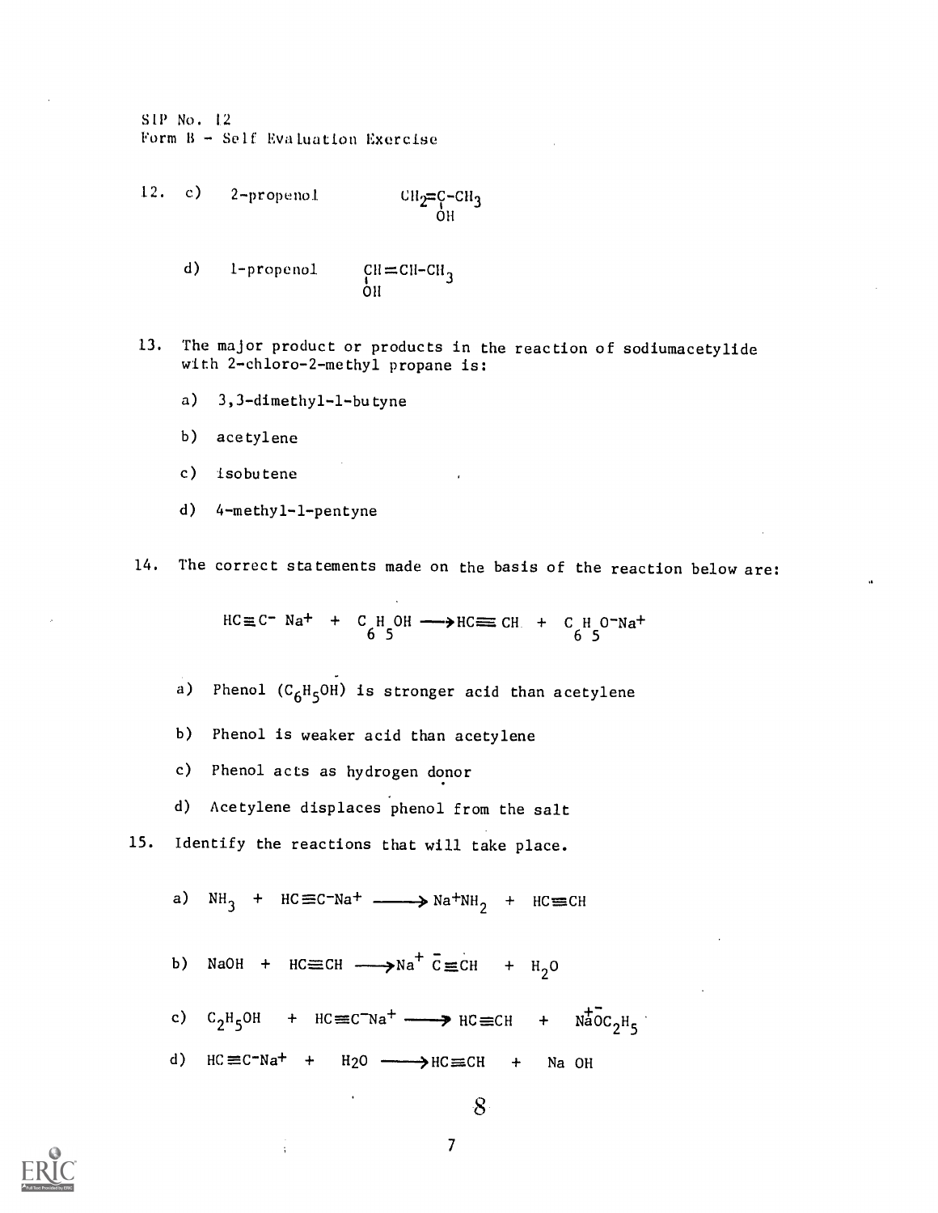SIP No. 12
Form B - Self Evaluation Exercise

12. c) 2-propenol $CH_2=\underset{OH}{C}-CH_3$

    d) 1-propenol $\underset{OH}{CH}=CH-CH_3$

13. The major product or products in the reaction of sodiumacetylide with 2-chloro-2-methyl propane is:

    a) 3,3-dimethyl-1-butyne

    b) acetylene

    c) isobutene

    d) 4-methyl-1-pentyne

14. The correct statements made on the basis of the reaction below are:

$$HC\equiv C^- Na^+ + C_6H_5OH \longrightarrow HC\equiv CH + C_6H_5O^-Na^+$$

    a) Phenol ($C_6H_5OH$) is stronger acid than acetylene

    b) Phenol is weaker acid than acetylene

    c) Phenol acts as hydrogen donor

    d) Acetylene displaces phenol from the salt

15. Identify the reactions that will take place.

    a) $NH_3 + HC\equiv C^-Na^+ \longrightarrow Na^+NH_2 + HC\equiv CH$

    b) $NaOH + HC\equiv CH \longrightarrow Na^+ \bar{C}\equiv CH + H_2O$

    c) $C_2H_5OH + HC\equiv C^-Na^+ \longrightarrow HC\equiv CH + \overset{+-}{NaO}C_2H_5$

    d) $HC\equiv C^-Na^+ + H_2O \longrightarrow HC\equiv CH + Na\ OH$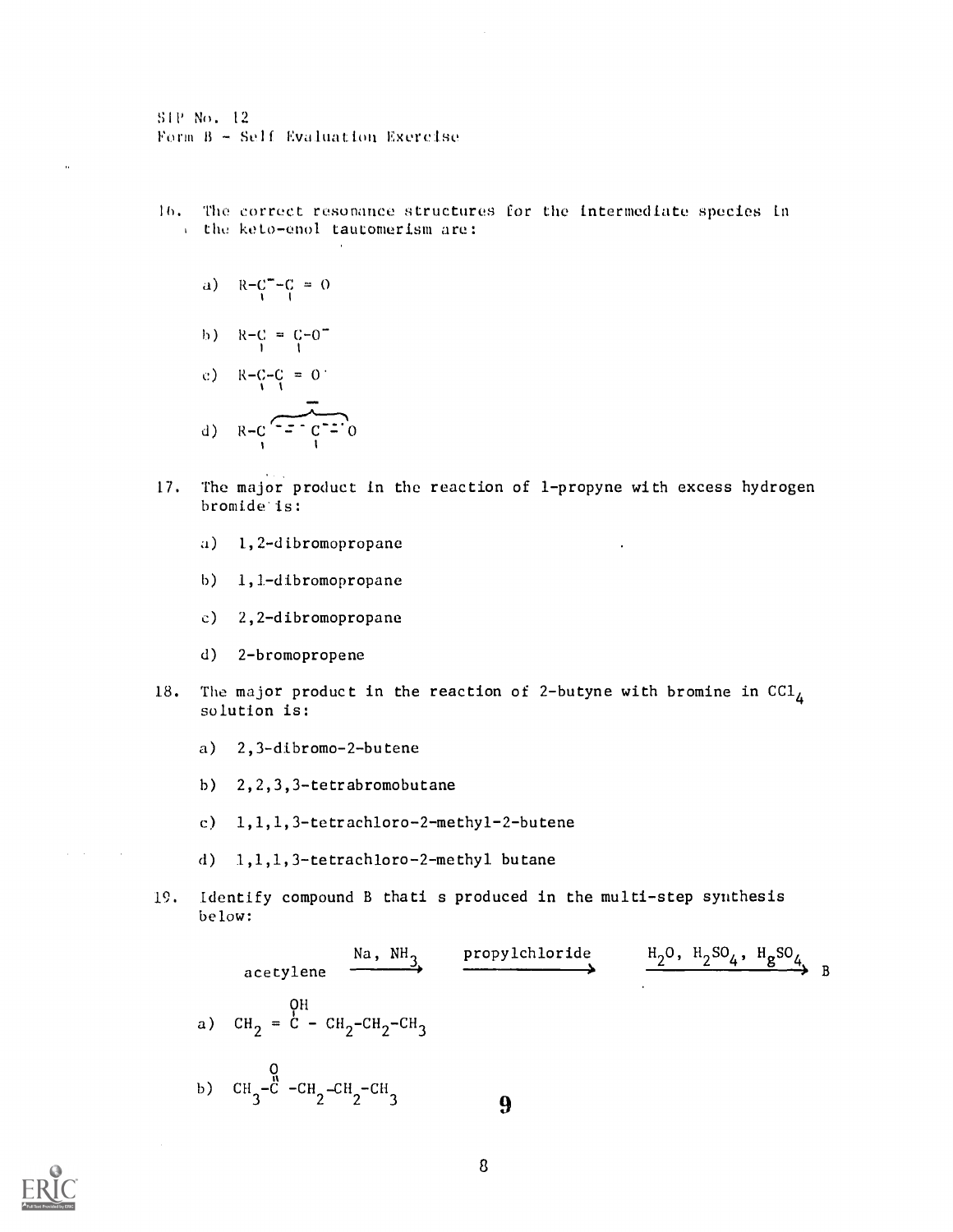SIP No. 12
Form B - Self Evaluation Exercise

16. The correct resonance structures for the intermediate species in the keto-enol tautomerism are:

   a) $R-\overset{|}{C}^{-}-\overset{|}{C}=O$

   b) $R-\overset{|}{C}=\overset{|}{C}-O^{-}$

   c) $R-\overset{|}{C}-\overset{|}{C}=O^{\cdot}$

   d) $R-\overset{|}{C}\overset{-}{\overbrace{\cdots C\cdots}}O$

17. The major product in the reaction of 1-propyne with excess hydrogen bromide is:

   a) 1,2-dibromopropane

   b) 1,1-dibromopropane

   c) 2,2-dibromopropane

   d) 2-bromopropene

18. The major product in the reaction of 2-butyne with bromine in $CCl_4$ solution is:

   a) 2,3-dibromo-2-butene

   b) 2,2,3,3-tetrabromobutane

   c) 1,1,1,3-tetrachloro-2-methyl-2-butene

   d) 1,1,1,3-tetrachloro-2-methyl butane

19. Identify compound B that is produced in the multi-step synthesis below:

$$\text{acetylene} \xrightarrow{Na,\ NH_3} \xrightarrow{\text{propylchloride}} \xrightarrow{H_2O,\ H_2SO_4,\ HgSO_4} B$$

   a) $CH_2=\overset{OH}{\overset{|}{C}}-CH_2-CH_2-CH_3$

   b) $CH_3-\overset{O}{\overset{\|}{C}}-CH_2-CH_2-CH_3$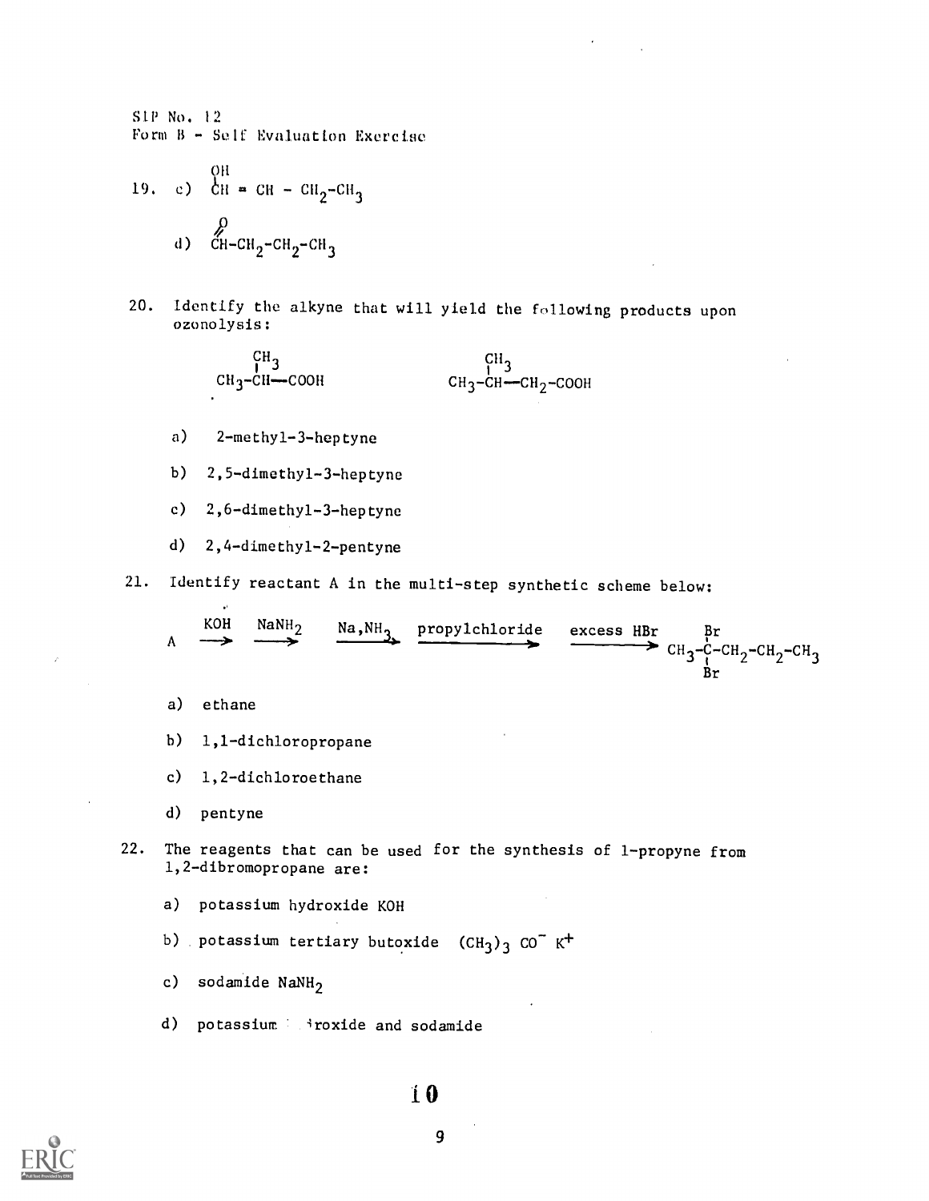SIP No. 12
Form B - Self Evaluation Exercise

19. c) $\overset{OH}{\overset{|}{CH}} = CH - CH_2-CH_3$

 d) $\overset{O}{\overset{//}{CH}}-CH_2-CH_2-CH_3$

20. Identify the alkyne that will yield the following products upon ozonolysis:

$$CH_3-\underset{}{\overset{CH_3}{\overset{|}{CH}}}-COOH \qquad\qquad CH_3-\overset{CH_3}{\overset{|}{CH}}-CH_2-COOH$$

 a) 2-methyl-3-heptyne

 b) 2,5-dimethyl-3-heptyne

 c) 2,6-dimethyl-3-heptyne

 d) 2,4-dimethyl-2-pentyne

21. Identify reactant A in the multi-step synthetic scheme below:

$$A \xrightarrow{KOH} \xrightarrow{NaNH_2} \xrightarrow{Na,NH_3} \xrightarrow{\text{propylchloride}} \xrightarrow{\text{excess HBr}} CH_3-\underset{Br}{\overset{Br}{\overset{|}{\underset{|}{C}}}}-CH_2-CH_2-CH_3$$

 a) ethane

 b) 1,1-dichloropropane

 c) 1,2-dichloroethane

 d) pentyne

22. The reagents that can be used for the synthesis of 1-propyne from 1,2-dibromopropane are:

 a) potassium hydroxide KOH

 b) potassium tertiary butoxide $(CH_3)_3\,CO^-\,K^+$

 c) sodamide $NaNH_2$

 d) potassium hydroxide and sodamide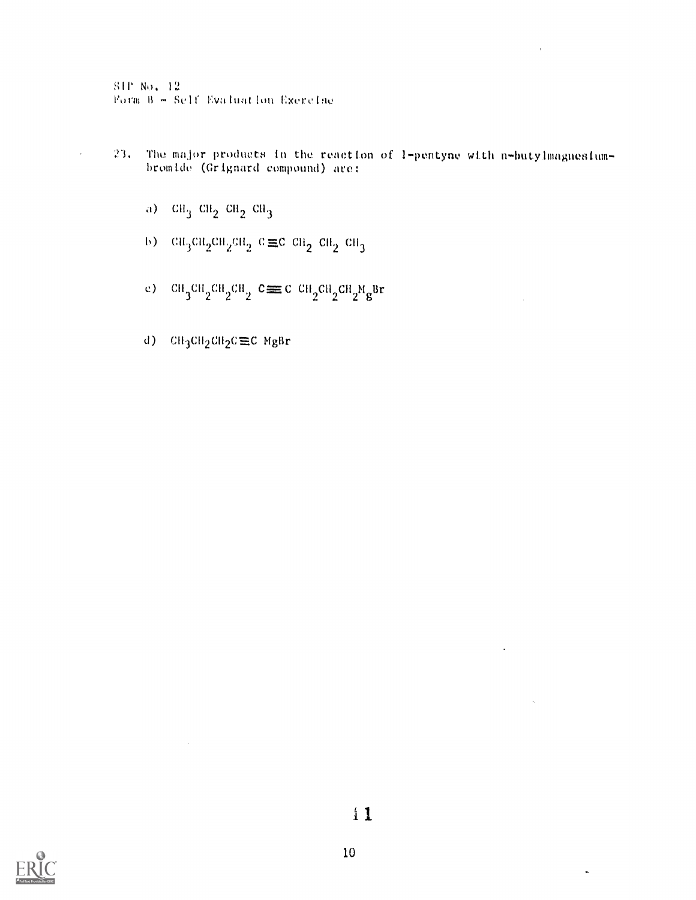SIP No. 12
Form B - Self Evaluation Exercise

23. The major products in the reaction of 1-pentyne with n-butylmagnesium-bromide (Grignard compound) are:

   a) $CH_3\ CH_2\ CH_2\ CH_3$

   b) $CH_3CH_2CH_2CH_2\ C{\equiv}C\ CH_2\ CH_2\ CH_3$

   c) $CH_3CH_2CH_2CH_2\ C{\equiv}C\ CH_2CH_2CH_2MgBr$

   d) $CH_3CH_2CH_2C{\equiv}C\ MgBr$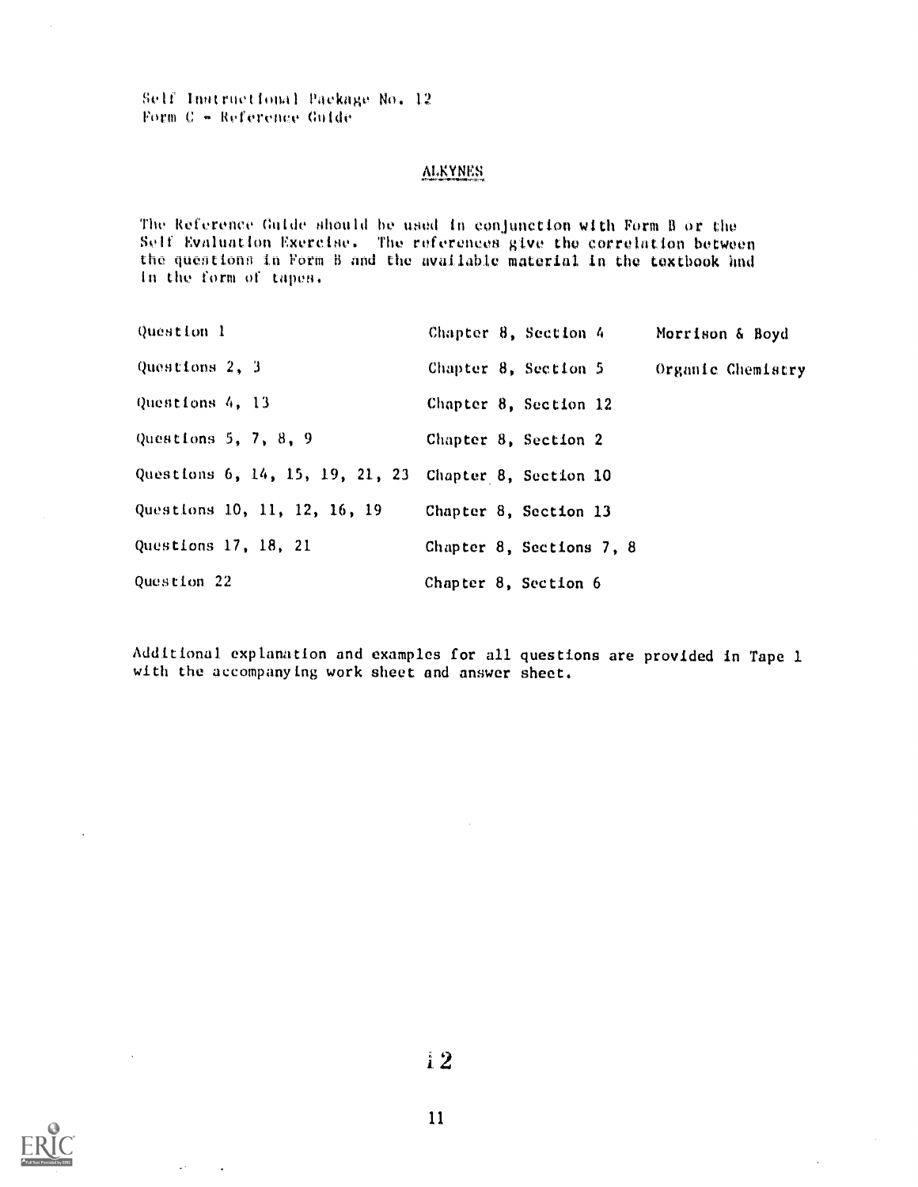Self Instructional Package No. 12
Form C - Reference Guide

## ALKYNES

The Reference Guide should be used in conjunction with Form B or the Self Evaluation Exercise. The references give the correlation between the questions in Form B and the available material in the textbook and in the form of tapes.

| | | |
|---|---|---|
| Question 1 | Chapter 8, Section 4 | Morrison & Boyd |
| Questions 2, 3 | Chapter 8, Section 5 | Organic Chemistry |
| Questions 4, 13 | Chapter 8, Section 12 | |
| Questions 5, 7, 8, 9 | Chapter 8, Section 2 | |
| Questions 6, 14, 15, 19, 21, 23 | Chapter 8, Section 10 | |
| Questions 10, 11, 12, 16, 19 | Chapter 8, Section 13 | |
| Questions 17, 18, 21 | Chapter 8, Sections 7, 8 | |
| Question 22 | Chapter 8, Section 6 | |

Additional explanation and examples for all questions are provided in Tape 1 with the accompanying work sheet and answer sheet.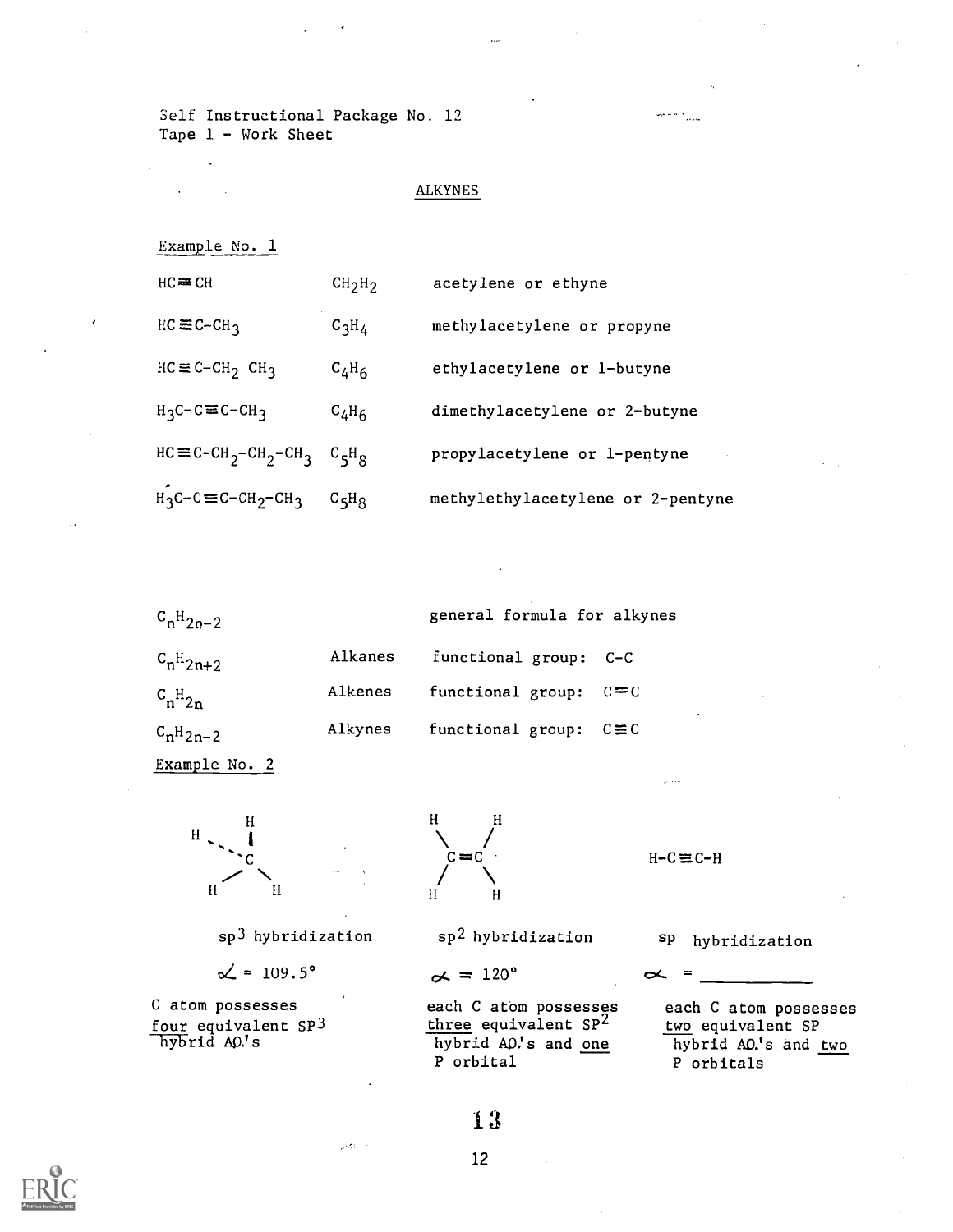Self Instructional Package No. 12
Tape 1 - Work Sheet

## ALKYNES

Example No. 1

| | | |
|---|---|---|
| $HC\equiv CH$ | $CH_2H_2$ | acetylene or ethyne |
| $HC\equiv C{-}CH_3$ | $C_3H_4$ | methylacetylene or propyne |
| $HC\equiv C{-}CH_2\ CH_3$ | $C_4H_6$ | ethylacetylene or 1-butyne |
| $H_3C{-}C\equiv C{-}CH_3$ | $C_4H_6$ | dimethylacetylene or 2-butyne |
| $HC\equiv C{-}CH_2{-}CH_2{-}CH_3$ | $C_5H_8$ | propylacetylene or 1-pentyne |
| $H_3C{-}C\equiv C{-}CH_2{-}CH_3$ | $C_5H_8$ | methylethylacetylene or 2-pentyne |

| | | |
|---|---|---|
| $C_nH_{2n-2}$ | | general formula for alkynes |
| $C_nH_{2n+2}$ | Alkanes | functional group: $C{-}C$ |
| $C_nH_{2n}$ | Alkenes | functional group: $C{=}C$ |
| $C_nH_{2n-2}$ | Alkynes | functional group: $C\equiv C$ |

Example No. 2

| $CH_4$ (tetrahedral) | $H_2C{=}CH_2$ | $H{-}C\equiv C{-}H$ |
|---|---|---|
| $sp^3$ hybridization | $sp^2$ hybridization | sp hybridization |
| $\measuredangle = 109.5°$ | $\alpha = 120°$ | $\alpha =$ \_\_\_\_\_\_\_\_\_\_ |
| C atom possesses <u>four</u> equivalent $SP^3$ hybrid AO.'s | each C atom possesses <u>three</u> equivalent $SP^2$ hybrid AO.'s and <u>one</u> P orbital | each C atom possesses <u>two</u> equivalent SP hybrid AO.'s and <u>two</u> P orbitals |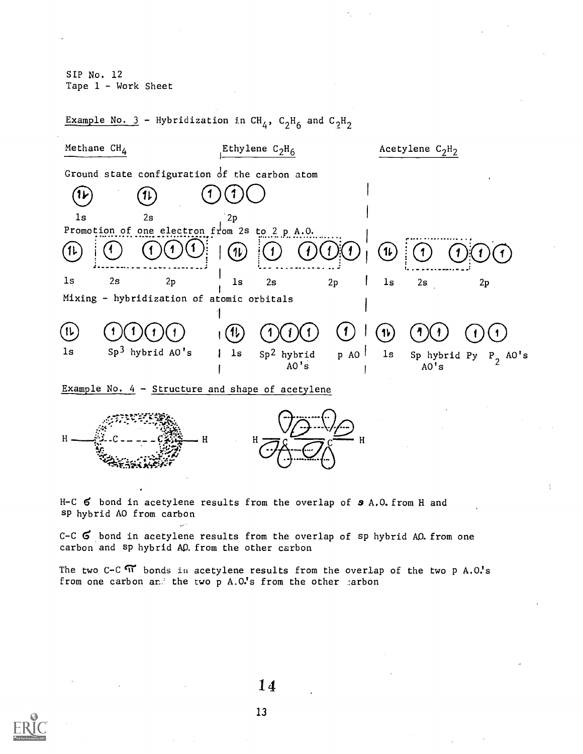SIP No. 12
Tape 1 - Work Sheet

Example No. 3 - Hybridization in $CH_4$, $C_2H_6$ and $C_2H_2$

| Methane $CH_4$ | Ethylene $C_2H_6$ | Acetylene $C_2H_2$ |
|---|---|---|

Ground state configuration of the carbon atom

| 1s | 2s | 2p |
|---|---|---|
| (↑↓) | (↑↓) | (↑)(↑)( ) |

Promotion of one electron from 2s to 2 p A.O.

| Methane | | | Ethylene | | | Acetylene | | |
|---|---|---|---|---|---|---|---|---|
| 1s | 2s | 2p | 1s | 2s | 2p | 1s | 2s | 2p |
| (↑↓) | (↑) | (↑)(↑)(↑) | (↑↓) | (↑) | (↑)(↑)(↑) | (↑↓) | (↑) | (↑)(↑)(↑) |

Mixing - hybridization of atomic orbitals

| Methane | | Ethylene | | | Acetylene | | |
|---|---|---|---|---|---|---|---|
| (↑↓) | (↑)(↑)(↑)(↑) | (↑↓) | (↑)(↑)(↑) | (↑) | (↑↓) | (↑)(↑) | (↑)(↑) |
| 1s | $Sp^3$ hybrid AO's | 1s | $Sp^2$ hybrid AO's | p AO | 1s | Sp hybrid AO's | Py $P_2$ AO's |

Example No. 4 - Structure and shape of acetylene

H-C σ bond in acetylene results from the overlap of s A.O. from H and sp hybrid AO from carbon

C-C σ bond in acetylene results from the overlap of sp hybrid AO. from one carbon and sp hybrid AO. from the other carbon

The two C-C π bonds in acetylene results from the overlap of the two p A.O.'s from one carbon and the two p A.O.'s from the other carbon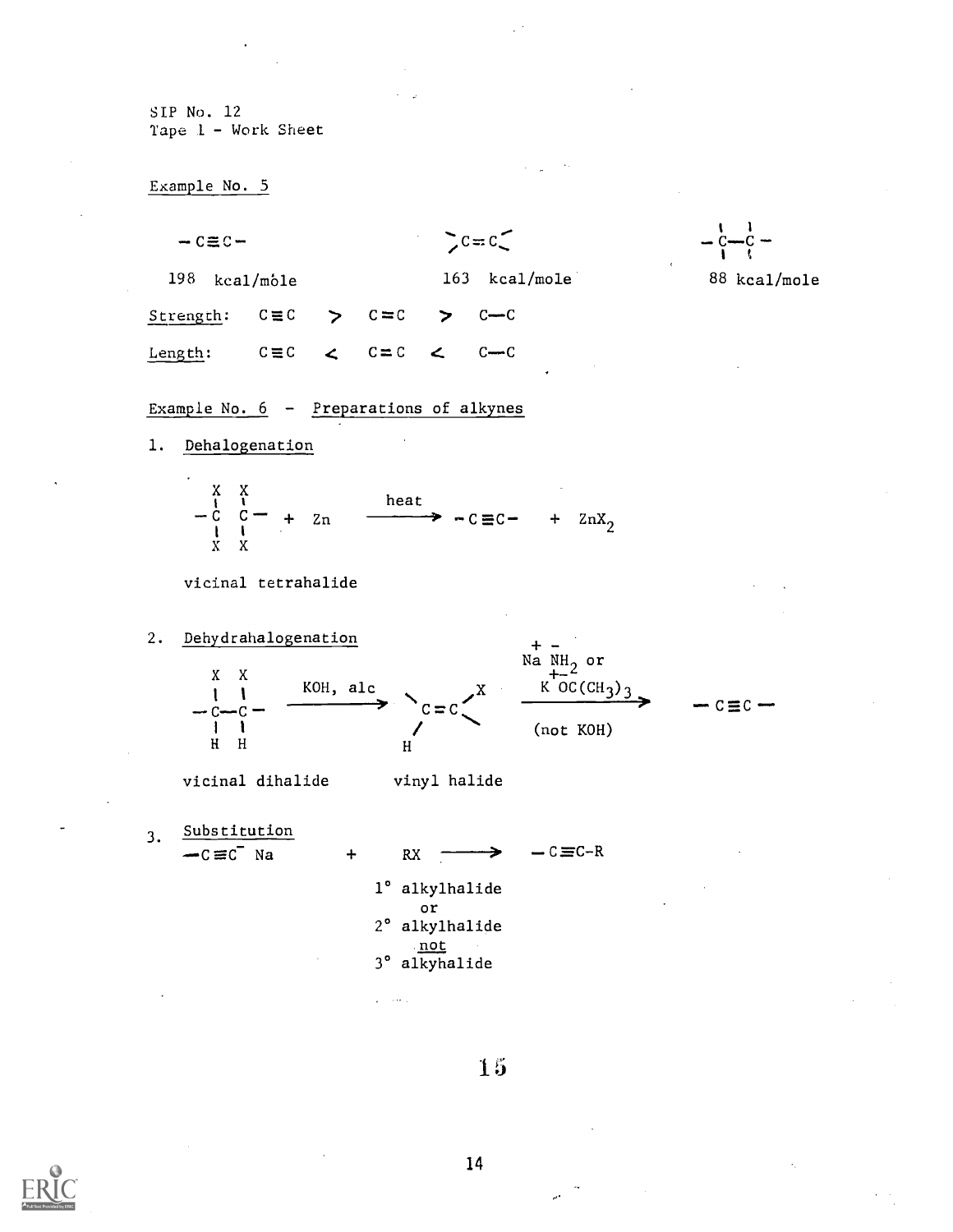SIP No. 12
Tape 1 - Work Sheet

Example No. 5

$-C \equiv C-$ 198 kcal/mole

$>C=C<$ 163 kcal/mole

$-\overset{|}{\underset{|}{C}}-\overset{|}{\underset{|}{C}}-$ 88 kcal/mole

Strength: $C \equiv C \; > \; C=C \; > \; C-C$

Length: $C \equiv C \; < \; C=C \; < \; C-C$

Example No. 6 - Preparations of alkynes

1. Dehalogenation

$$-\overset{X}{\underset{X}{C}}-\overset{X}{\underset{X}{C}}- + Zn \xrightarrow{\text{heat}} -C \equiv C- + ZnX_2$$

vicinal tetrahalide

2. Dehydrahalogenation

$$-\overset{X}{\underset{H}{C}}-\overset{X}{\underset{H}{C}}- \xrightarrow{\text{KOH, alc}} \underset{H}{>C=C}<^{X} \xrightarrow[\text{(not KOH)}]{\overset{+\;-}{Na\,NH_2} \text{ or } \overset{+\;-}{K\,OC(CH_3)_3}} -C \equiv C-$$

vicinal dihalide — vinyl halide

3. Substitution

$$-C \equiv C^- \; Na + RX \longrightarrow -C \equiv C-R$$

RX:
1° alkylhalide
or
2° alkylhalide
not
3° alkyhalide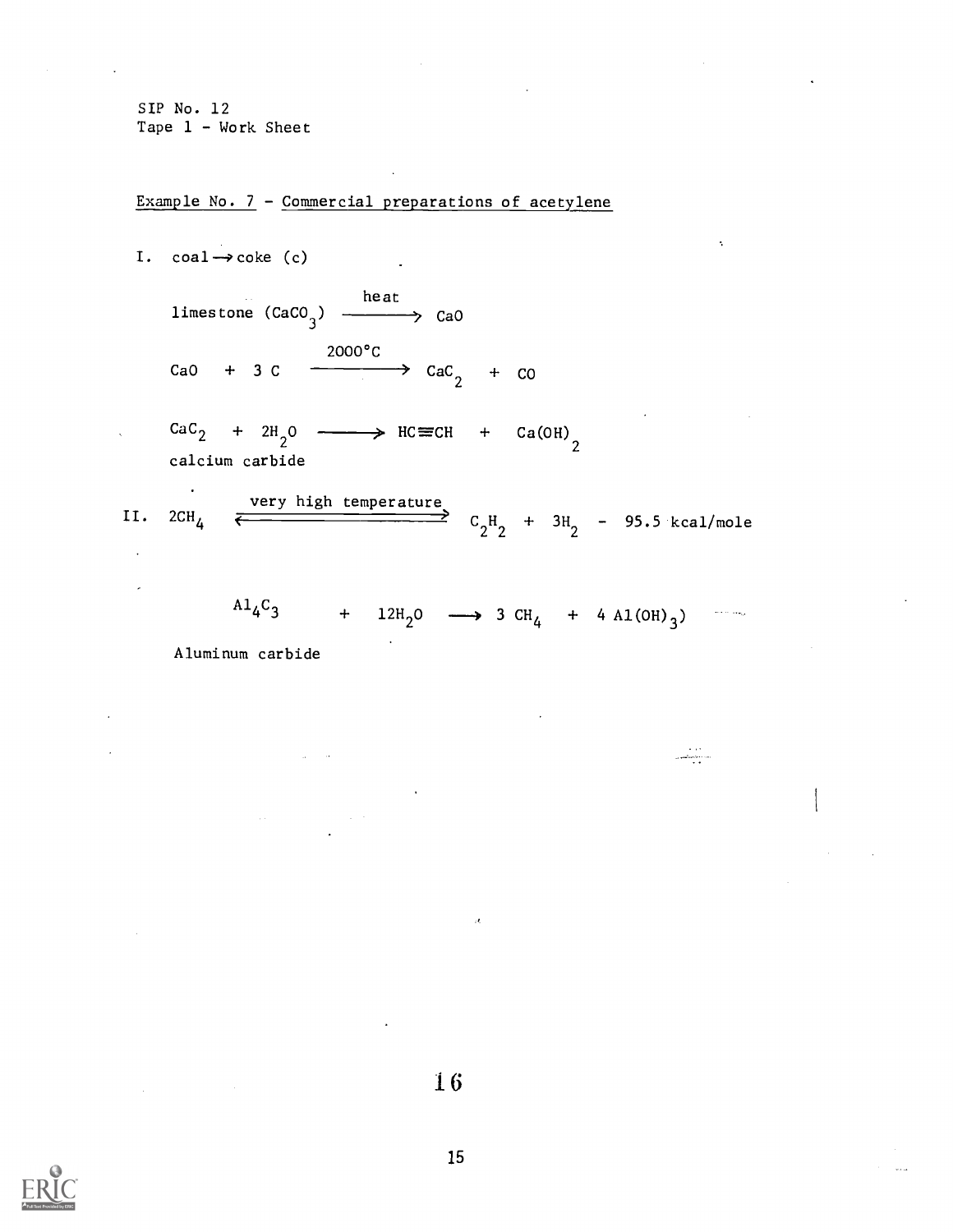SIP No. 12
Tape 1 - Work Sheet

Example No. 7 - Commercial preparations of acetylene

I. coal → coke (c)

$$\text{limestone } (CaCO_3) \xrightarrow{\text{heat}} CaO$$

$$CaO + 3\,C \xrightarrow{2000°C} CaC_2 + CO$$

$$\underset{\text{calcium carbide}}{CaC_2} + 2H_2O \longrightarrow HC{\equiv}CH + Ca(OH)_2$$

II. $$2CH_4 \xrightleftharpoons{\text{very high temperature}} C_2H_2 + 3H_2 - 95.5 \text{ kcal/mole}$$

$$\underset{\text{Aluminum carbide}}{Al_4C_3} + 12H_2O \longrightarrow 3\,CH_4 + 4\,Al(OH)_3)$$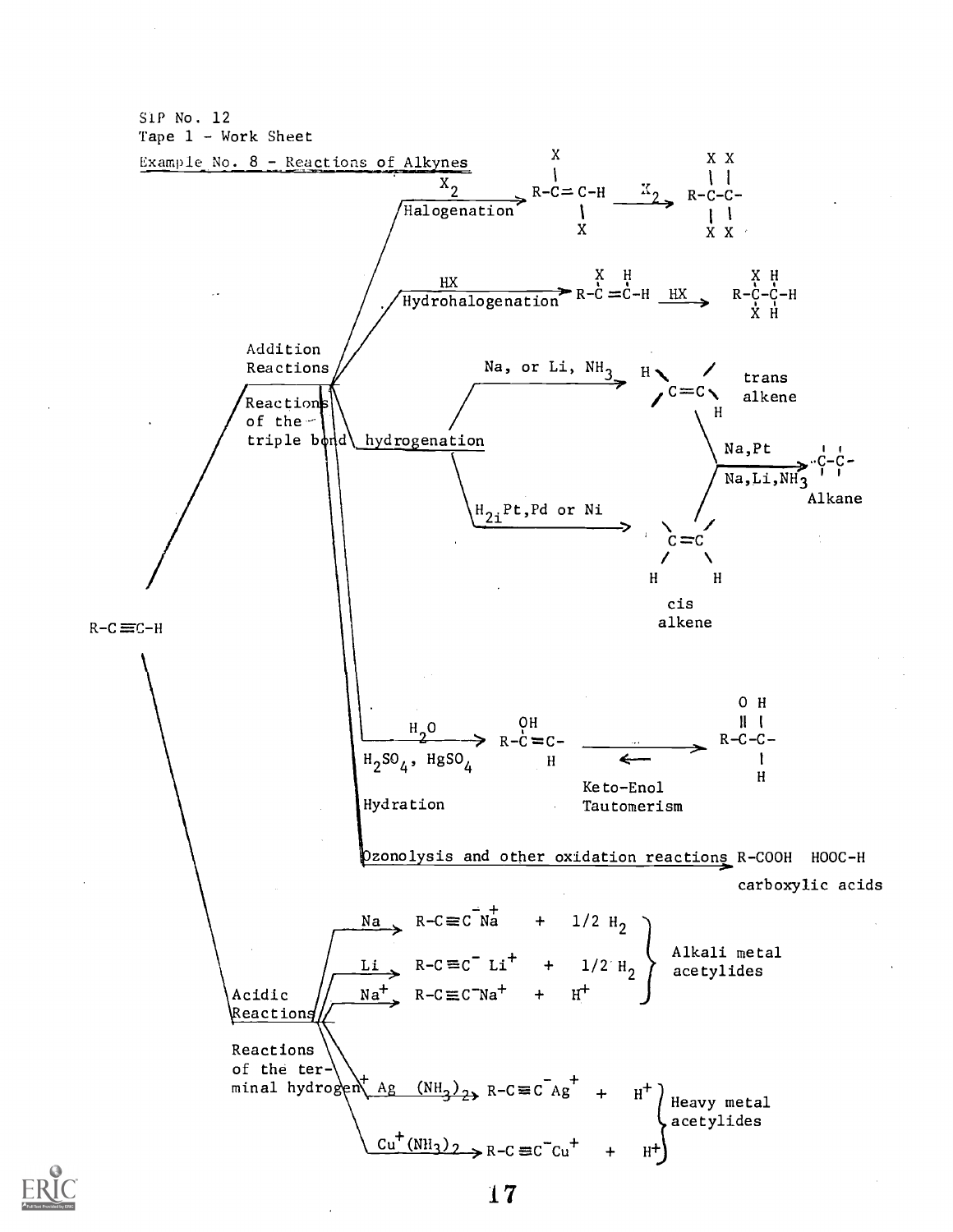SIP No. 12
Tape 1 - Work Sheet

## Example No. 8 - Reactions of Alkynes

$R-C\equiv C-H$

**Addition Reactions** — Reactions of the triple bond

- $X_2$ — Halogenation: $R-C\equiv C-H \xrightarrow{X_2} R-CX=CX-H \xrightarrow{X_2} R-CX_2-CX_2-$
- $HX$ — Hydrohalogenation: $R-C\equiv C-H \xrightarrow{HX} R-CX=CH-H \xrightarrow{HX} R-CX_2-CH_2-H$
- hydrogenation:
  - Na, or Li, $NH_3$ → trans alkene
  - $H_2$, Pt, Pd or Ni → cis alkene
  - trans alkene / cis alkene → (Na, Pt; Na, Li, $NH_3$) → Alkane ($-C-C-$)
- $H_2O$, $H_2SO_4$, $HgSO_4$ — Hydration: $R-C(OH)=C(H)- \rightleftarrows R-C(=O)-CH_2-$ (Keto-Enol Tautomerism)
- Ozonolysis and other oxidation reactions → $R-COOH$ $HOOC-H$ carboxylic acids

**Acidic Reactions** — Reactions of the terminal hydrogen

Alkali metal acetylides:

- Na → $R-C\equiv C^-Na^+ + 1/2\ H_2$
- Li → $R-C\equiv C^-Li^+ + 1/2\ H_2$
- $Na^+$ → $R-C\equiv C^-Na^+ + H^+$

Heavy metal acetylides:

- $Ag^+(NH_3)_2$ → $R-C\equiv C^-Ag^+ + H^+$
- $Cu^+(NH_3)_2$ → $R-C\equiv C^-Cu^+ + H^+$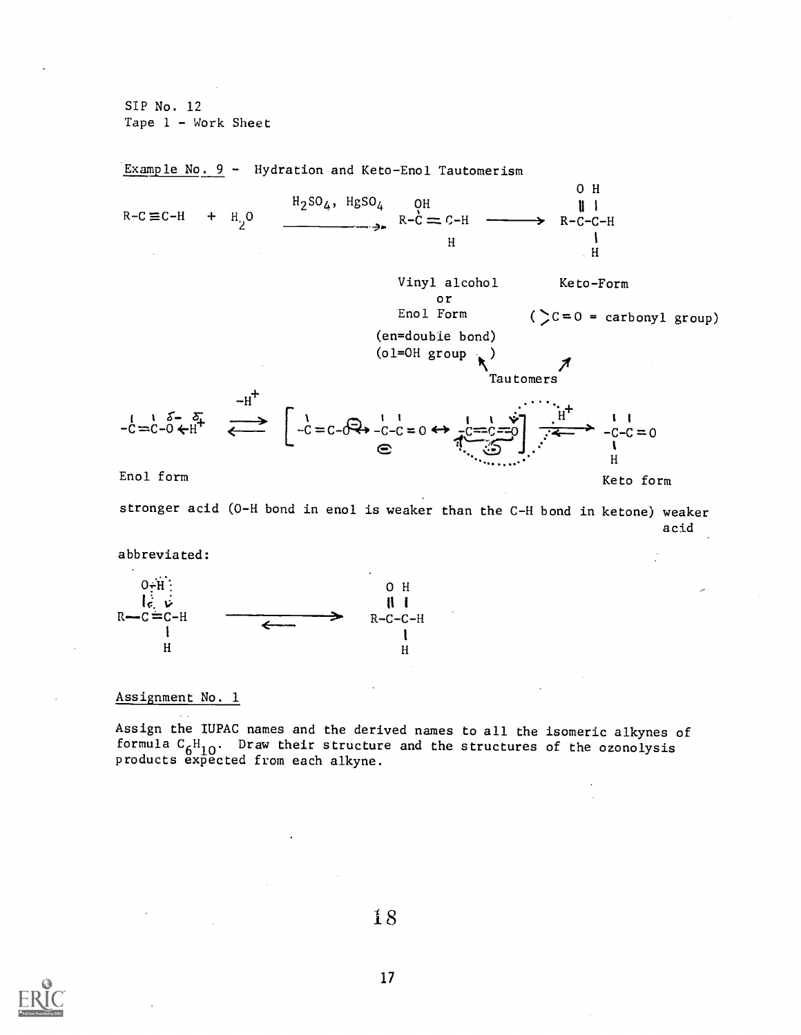SIP No. 12
Tape 1 - Work Sheet

Example No. 9 - Hydration and Keto-Enol Tautomerism

$$R\text{-}C\equiv C\text{-}H \;+\; H_2O \xrightarrow{H_2SO_4,\;HgSO_4} R\text{-}\overset{OH}{C}=C\text{-}H \longrightarrow R\text{-}\overset{O}{\overset{\|}{C}}\text{-}\underset{H}{\overset{H}{C}}\text{-}H$$

Vinyl alcohol or Enol Form (en=double bond) (ol=OH group)

Keto-Form ($>C=O$ = carbonyl group)

Tautomers

$$-\overset{|}{C}=\overset{|}{C}\text{-}\overset{\delta-}{O}\leftarrow\overset{\delta+}{H^+} \underset{\longleftarrow}{\overset{-H^+}{\longrightarrow}} \left[-\overset{\backslash}{C}=C\text{-}O^{\ominus} \leftrightarrow -\overset{|}{C}\text{-}\overset{|}{C}=O \leftrightarrow -\overset{|}{C}=\overset{|}{C}=O\right] \underset{\longleftarrow}{\overset{H^+}{\longrightarrow}} -\overset{|}{\underset{H}{C}}\text{-}\overset{|}{C}=O$$

Enol form — Keto form

stronger acid (O-H bond in enol is weaker than the C-H bond in ketone) weaker acid

abbreviated:

$$R\text{—}\overset{O-H}{\overset{|}{C}}=\underset{H}{\overset{}{C}}\text{-}H \;\underset{\longleftarrow}{\longrightarrow}\; R\text{-}\overset{O}{\overset{\|}{C}}\text{-}\underset{H}{\overset{H}{C}}\text{-}H$$

Assignment No. 1

Assign the IUPAC names and the derived names to all the isomeric alkynes of formula $C_6H_{10}$. Draw their structure and the structures of the ozonolysis products expected from each alkyne.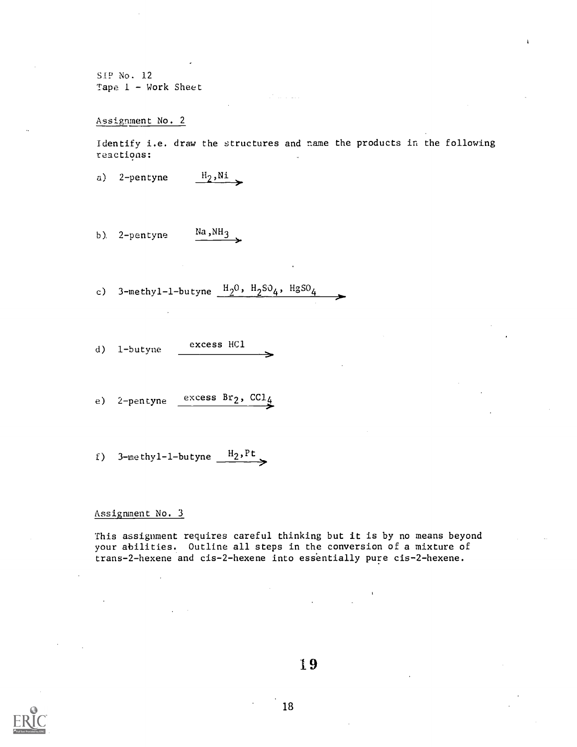SIP No. 12
Tape 1 - Work Sheet

## Assignment No. 2

Identify i.e. draw the structures and name the products in the following reactions:

a) 2-pentyne $\xrightarrow{H_2, Ni}$

b) 2-pentyne $\xrightarrow{Na, NH_3}$

c) 3-methyl-1-butyne $\xrightarrow{H_2O,\ H_2SO_4,\ HgSO_4}$

d) 1-butyne $\xrightarrow{\text{excess HCl}}$

e) 2-pentyne $\xrightarrow{\text{excess } Br_2,\ CCl_4}$

f) 3-methyl-1-butyne $\xrightarrow{H_2, Pt}$

## Assignment No. 3

This assignment requires careful thinking but it is by no means beyond your abilities. Outline all steps in the conversion of a mixture of trans-2-hexene and cis-2-hexene into essentially pure cis-2-hexene.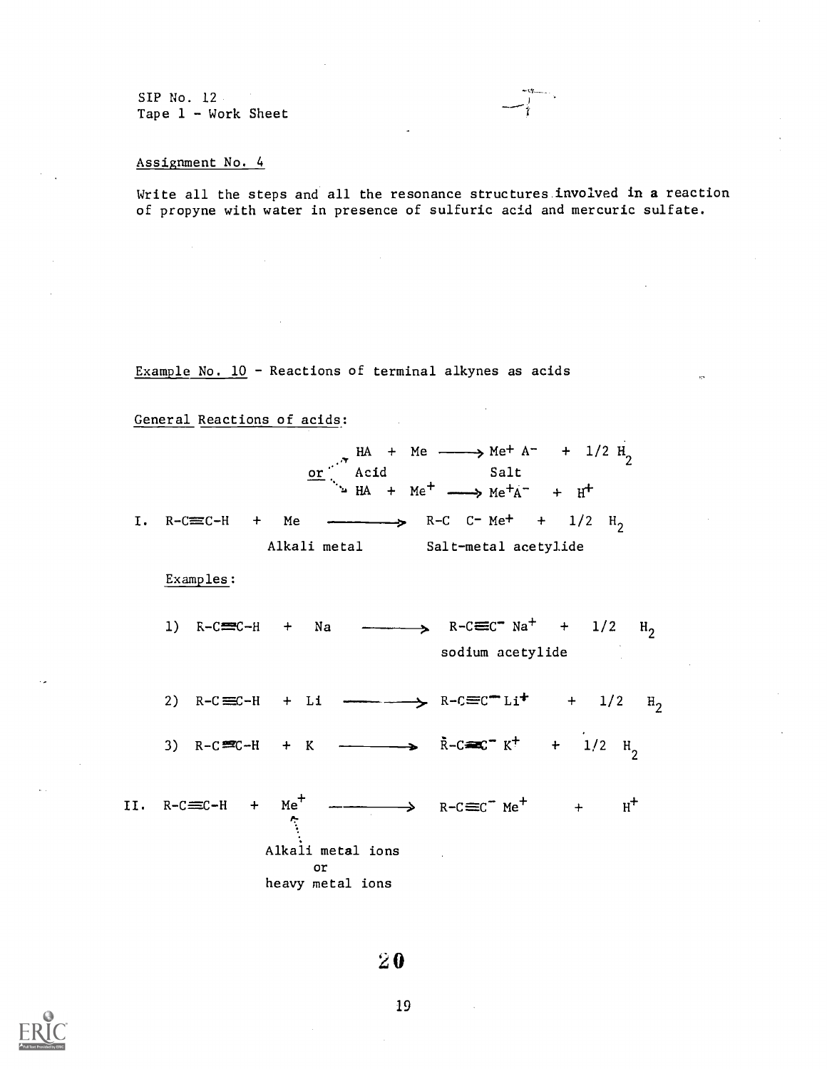SIP No. 12
Tape 1 - Work Sheet

Assignment No. 4

Write all the steps and all the resonance structures involved in a reaction of propyne with water in presence of sulfuric acid and mercuric sulfate.

Example No. 10 - Reactions of terminal alkynes as acids

General Reactions of acids:

$$HA + Me \longrightarrow Me^+ A^- + 1/2\ H_2$$

Acid — Salt

or

$$HA + Me^+ \longrightarrow Me^+A^- + H^+$$

I. $R\text{-}C\equiv C\text{-}H + Me \longrightarrow R\text{-}C\ \ C^- Me^+ + 1/2\ H_2$

Alkali metal — Salt-metal acetylide

Examples:

1) $R\text{-}C\equiv C\text{-}H + Na \longrightarrow R\text{-}C\equiv C^- Na^+ + 1/2\ H_2$

sodium acetylide

2) $R\text{-}C\equiv C\text{-}H + Li \longrightarrow R\text{-}C\equiv C^- Li^+ + 1/2\ H_2$

3) $R\text{-}C\equiv C\text{-}H + K \longrightarrow R\text{-}C\equiv C^- K^+ + 1/2\ H_2$

II. $R\text{-}C\equiv C\text{-}H + Me^+ \longrightarrow R\text{-}C\equiv C^- Me^+ + H^+$

$Me^+$: Alkali metal ions or heavy metal ions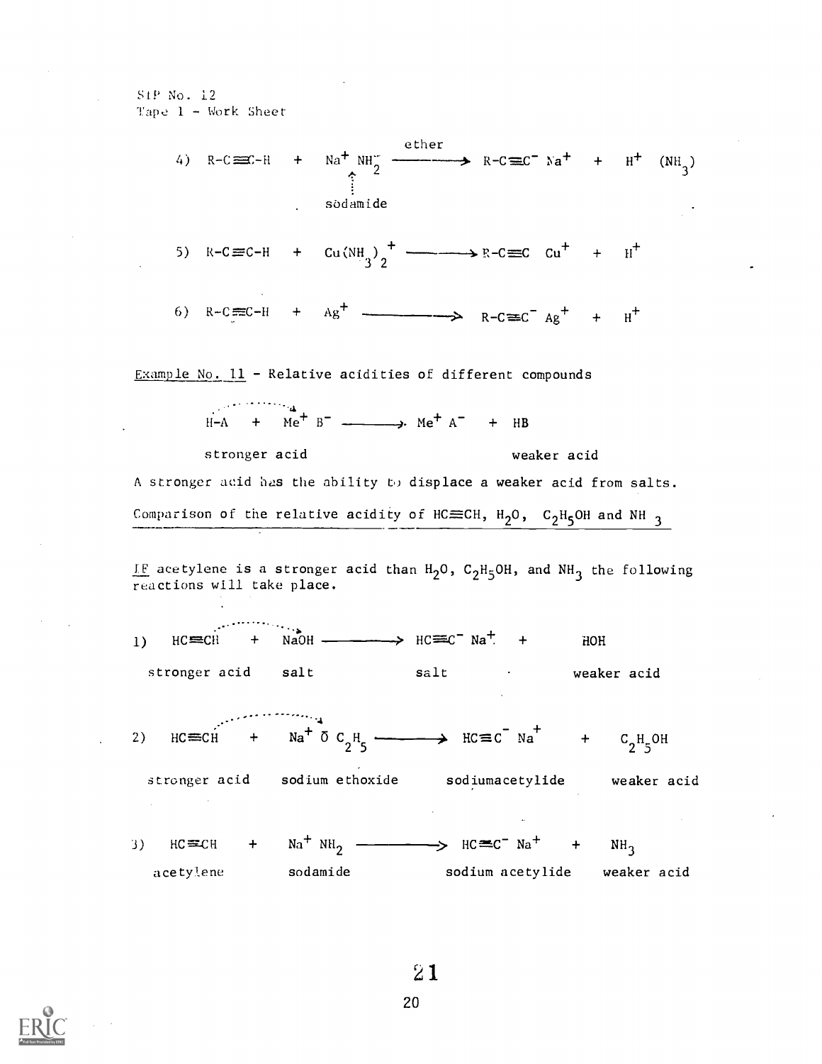SIP No. 12
Tape 1 - Work Sheet

4) $R-C\equiv C-H \ + \ Na^+ \ NH_2^- \xrightarrow{\text{ether}} R-C\equiv C^- \ Na^+ \ + \ H^+ \ (NH_3)$

sodamide

5) $R-C\equiv C-H \ + \ Cu(NH_3)_2^+ \longrightarrow R-C\equiv C \ Cu^+ \ + \ H^+$

6) $R-C\equiv C-H \ + \ Ag^+ \longrightarrow R-C\equiv C^- \ Ag^+ \ + \ H^+$

Example No. 11 - Relative acidities of different compounds

$$H-A \ + \ Me^+ \ B^- \longrightarrow Me^+ \ A^- \ + \ HB$$

stronger acid                    weaker acid

A stronger acid has the ability to displace a weaker acid from salts.

Comparison of the relative acidity of $HC\equiv CH$, $H_2O$, $C_2H_5OH$ and $NH_3$

IF acetylene is a stronger acid than $H_2O$, $C_2H_5OH$, and $NH_3$ the following reactions will take place.

1) $HC\equiv CH \ + \ NaOH \longrightarrow HC\equiv C^- \ Na^+ \ + \ HOH$

stronger acid    salt    salt    weaker acid

2) $HC\equiv CH \ + \ Na^+ \ \bar{O} \ C_2H_5 \longrightarrow HC\equiv C^- \ Na^+ \ + \ C_2H_5OH$

stronger acid    sodium ethoxide    sodiumacetylide    weaker acid

3) $HC\equiv CH \ + \ Na^+ \ NH_2 \longrightarrow HC\equiv C^- \ Na^+ \ + \ NH_3$

acetylene    sodamide    sodium acetylide    weaker acid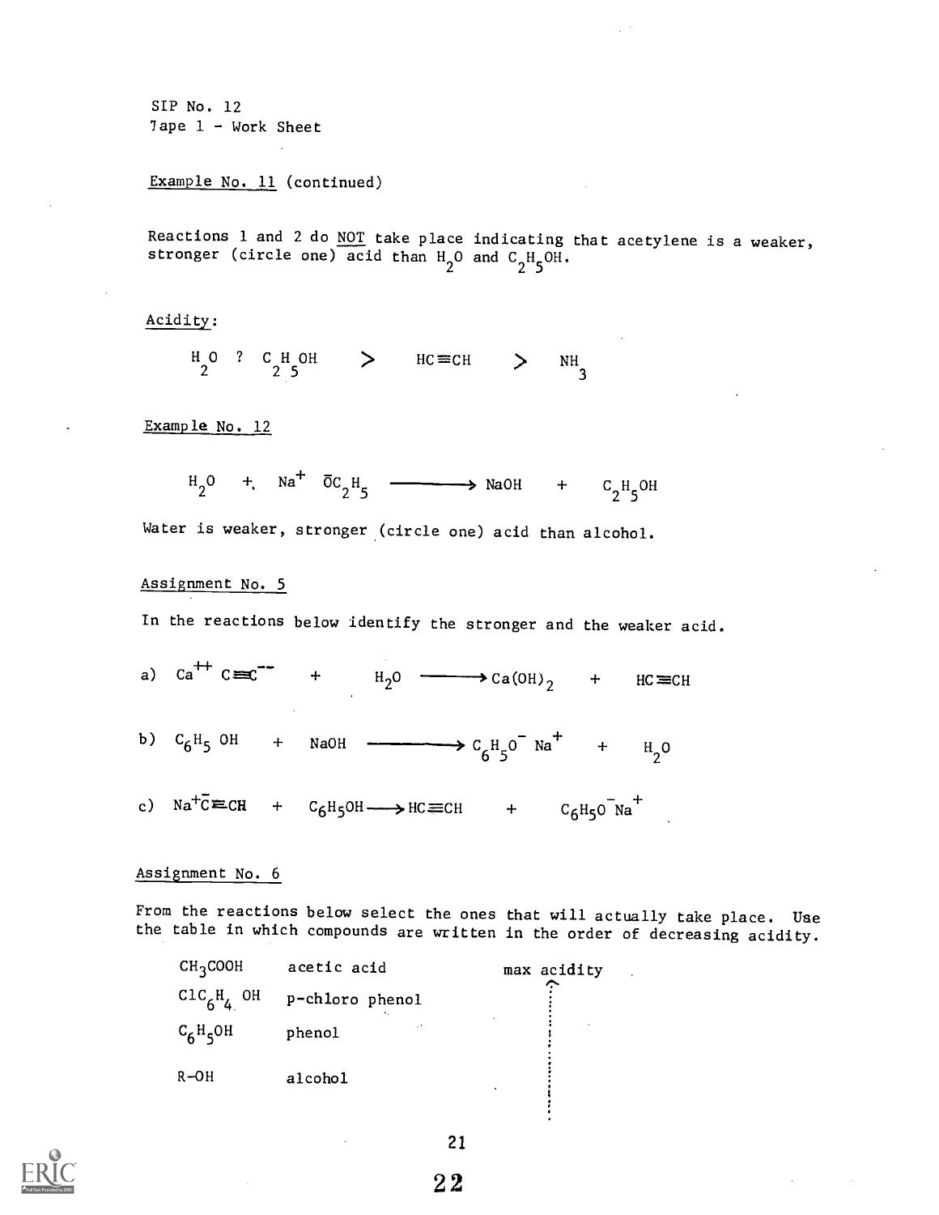SIP No. 12
Tape 1 - Work Sheet

Example No. 11 (continued)

Reactions 1 and 2 do NOT take place indicating that acetylene is a weaker, stronger (circle one) acid than $H_2O$ and $C_2H_5OH$.

Acidity:

$$H_2O \; ? \; C_2H_5OH \quad > \quad HC{\equiv}CH \quad > \quad NH_3$$

Example No. 12

$$H_2O \; + \; Na^+ \; \bar{O}C_2H_5 \longrightarrow NaOH \; + \; C_2H_5OH$$

Water is weaker, stronger (circle one) acid than alcohol.

Assignment No. 5

In the reactions below identify the stronger and the weaker acid.

a) $Ca^{++} \; C{\equiv}C^{--} \; + \; H_2O \longrightarrow Ca(OH)_2 \; + \; HC{\equiv}CH$

b) $C_6H_5\,OH \; + \; NaOH \longrightarrow C_6H_5O^- \; Na^+ \; + \; H_2O$

c) $Na^+\bar{C}{\equiv}CH \; + \; C_6H_5OH \longrightarrow HC{\equiv}CH \; + \; C_6H_5O^- Na^+$

Assignment No. 6

From the reactions below select the ones that will actually take place. Use the table in which compounds are written in the order of decreasing acidity.

| | | |
|---|---|---|
| $CH_3COOH$ | acetic acid | max acidity ↑ |
| $ClC_6H_4\,OH$ | p-chloro phenol | |
| $C_6H_5OH$ | phenol | |
| R-OH | alcohol | |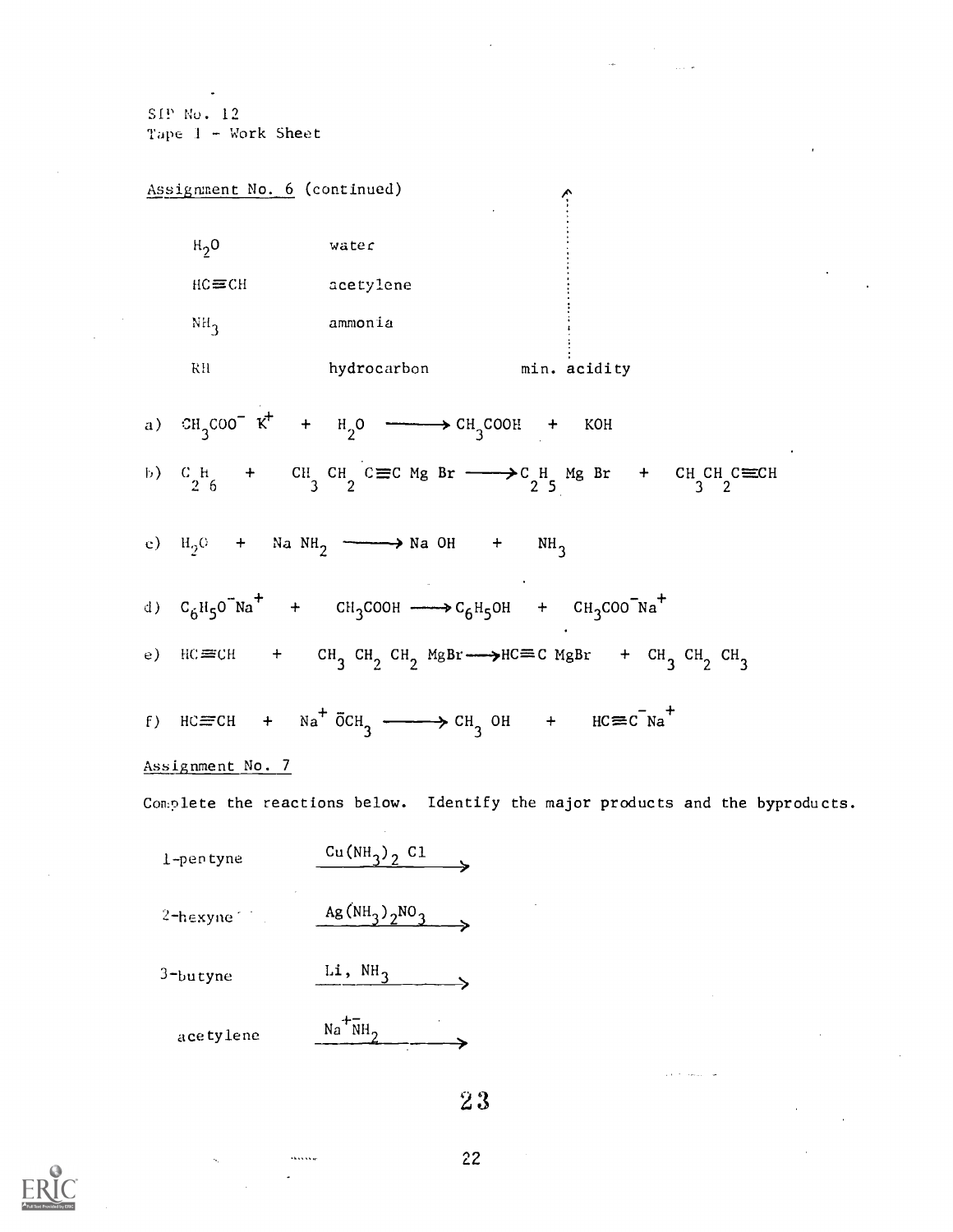SIP No. 12
Tape 1 - Work Sheet

Assignment No. 6 (continued)

| | | |
|---|---|---|
| $H_2O$ | water | |
| $HC \equiv CH$ | acetylene | |
| $NH_3$ | ammonia | |
| RH | hydrocarbon | min. acidity |

a) $CH_3COO^- K^+ + H_2O \longrightarrow CH_3COOH + KOH$

b) $C_2H_6 + CH_3CH_2C \equiv C\,Mg\,Br \longrightarrow C_2H_5\,Mg\,Br + CH_3CH_2C \equiv CH$

c) $H_2O + Na\,NH_2 \longrightarrow Na\,OH + NH_3$

d) $C_6H_5O^-Na^+ + CH_3COOH \longrightarrow C_6H_5OH + CH_3COO^-Na^+$

e) $HC \equiv CH + CH_3\,CH_2\,CH_2\,MgBr \longrightarrow HC \equiv C\,MgBr + CH_3\,CH_2\,CH_3$

f) $HC \equiv CH + Na^+\,\bar{O}CH_3 \longrightarrow CH_3\,OH + HC \equiv C^-Na^+$

Assignment No. 7

Complete the reactions below. Identify the major products and the byproducts.

1-pentyne $\xrightarrow{Cu(NH_3)_2\,Cl}$

2-hexyne $\xrightarrow{Ag(NH_3)_2NO_3}$

3-butyne $\xrightarrow{Li,\ NH_3}$

acetylene $\xrightarrow{Na^+\bar{N}H_2}$

23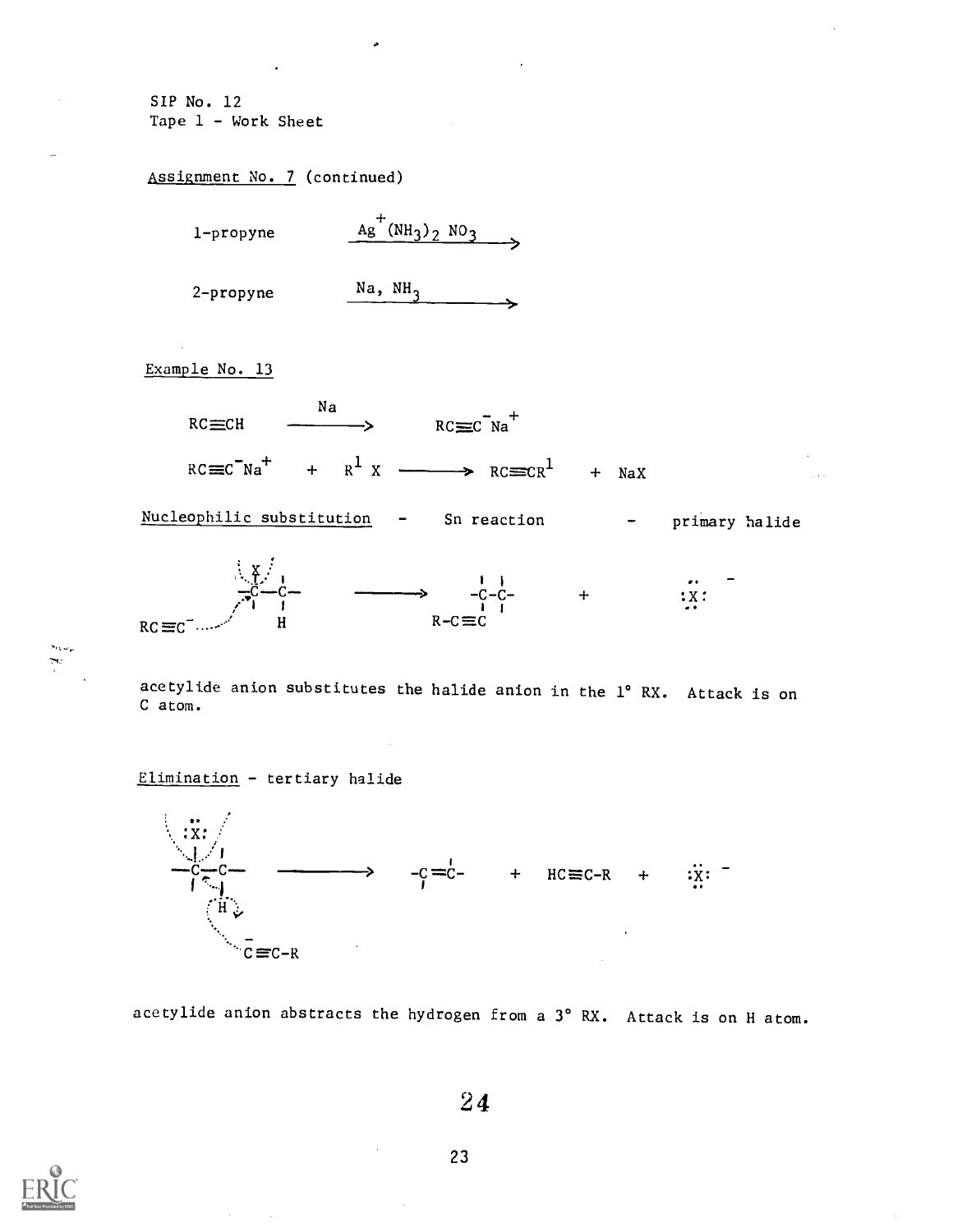SIP No. 12
Tape 1 - Work Sheet

Assignment No. 7 (continued)

1-propyne $\xrightarrow{Ag^{+}(NH_3)_2\ NO_3}$

2-propyne $\xrightarrow{Na,\ NH_3}$

Example No. 13

$$RC{\equiv}CH \xrightarrow{Na} RC{\equiv}C^{-}Na^{+}$$

$$RC{\equiv}C^{-}Na^{+} + R^{1}X \longrightarrow RC{\equiv}CR^{1} + NaX$$

Nucleophilic substitution - Sn reaction - primary halide

$$RC{\equiv}C^{-} + X{-}\overset{|}{\underset{|}{C}}{-}\overset{|}{\underset{H}{C}}{-} \longrightarrow R{-}C{\equiv}C{-}\overset{|}{\underset{|}{C}}{-}\overset{|}{\underset{|}{C}}{-} + :\ddot{X}:^{-}$$

acetylide anion substitutes the halide anion in the 1° RX. Attack is on C atom.

Elimination - tertiary halide

$$:\ddot{X}:{-}\overset{|}{\underset{|}{C}}{-}\overset{|}{\underset{H}{C}}{-} + {}^{-}C{\equiv}C{-}R \longrightarrow {-}\overset{|}{\underset{|}{C}}{=}\overset{|}{C}{-} + HC{\equiv}C{-}R + :\ddot{X}:^{-}$$

acetylide anion abstracts the hydrogen from a 3° RX. Attack is on H atom.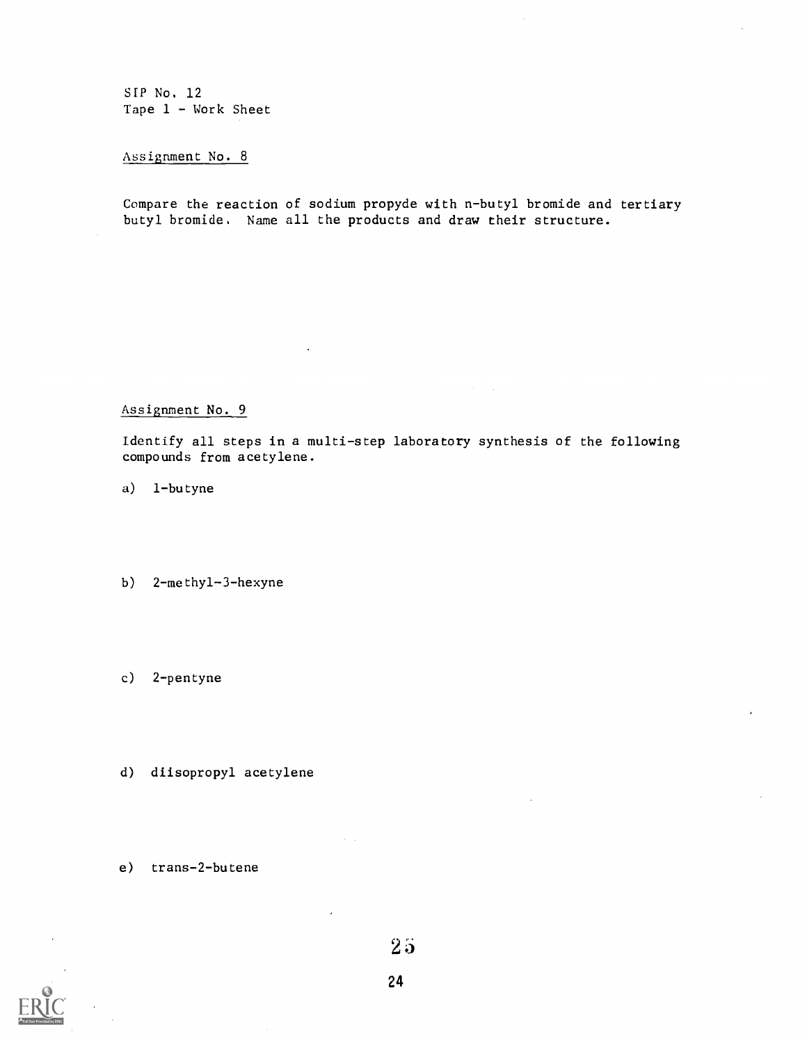SIP No. 12
Tape 1 - Work Sheet

Assignment No. 8

Compare the reaction of sodium propyde with n-butyl bromide and tertiary butyl bromide. Name all the products and draw their structure.

Assignment No. 9

Identify all steps in a multi-step laboratory synthesis of the following compounds from acetylene.

a) 1-butyne

b) 2-methyl-3-hexyne

c) 2-pentyne

d) diisopropyl acetylene

e) trans-2-butene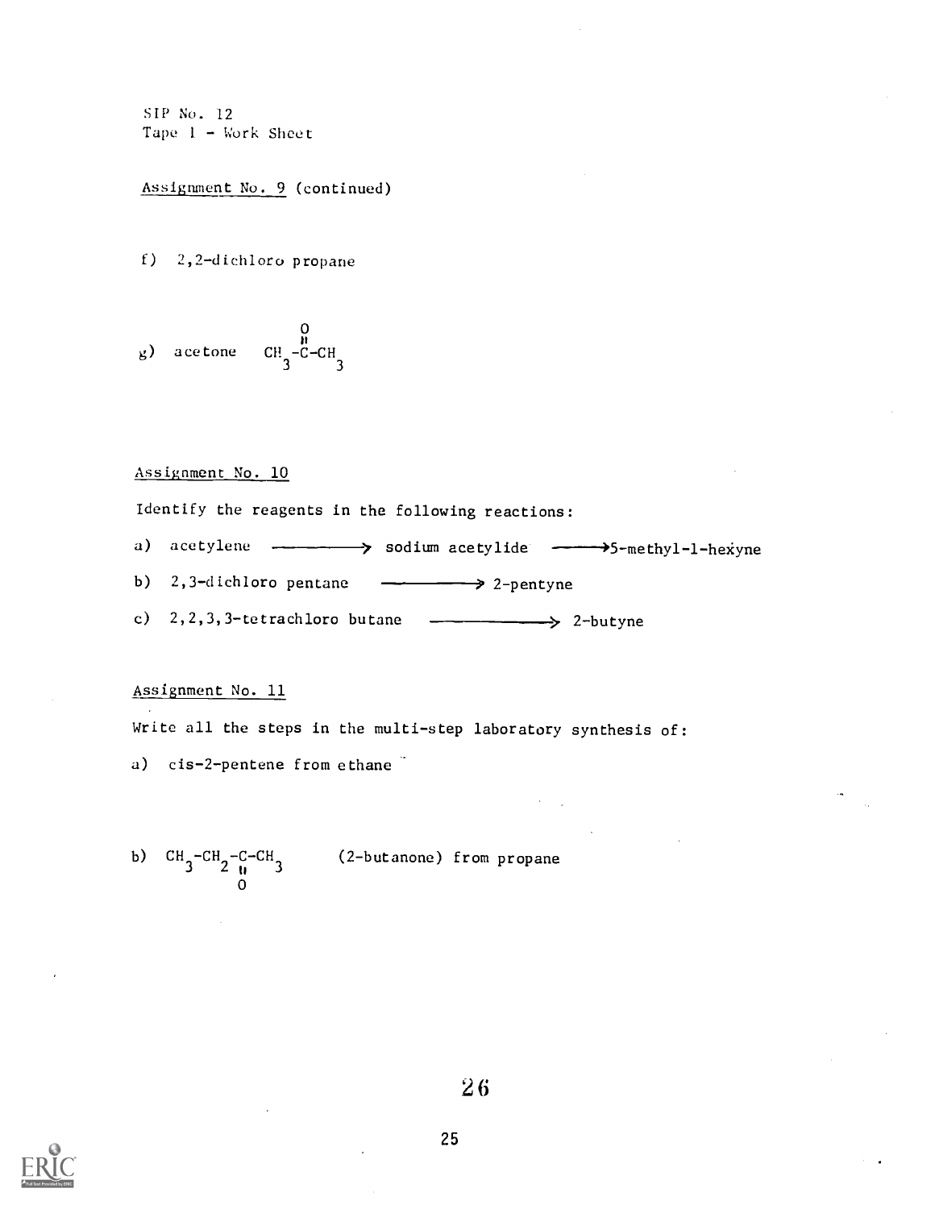SIP No. 12
Tape 1 - Work Sheet

Assignment No. 9 (continued)

f) 2,2-dichloro propane

g) acetone $CH_3-\overset{O}{\overset{\|}{C}}-CH_3$

Assignment No. 10

Identify the reagents in the following reactions:

a) acetylene ⟶ sodium acetylide ⟶ 5-methyl-1-hexyne

b) 2,3-dichloro pentane ⟶ 2-pentyne

c) 2,2,3,3-tetrachloro butane ⟶ 2-butyne

Assignment No. 11

Write all the steps in the multi-step laboratory synthesis of:

a) cis-2-pentene from ethane

b) $CH_3-CH_2-\underset{O}{\underset{\|}{C}}-CH_3$ (2-butanone) from propane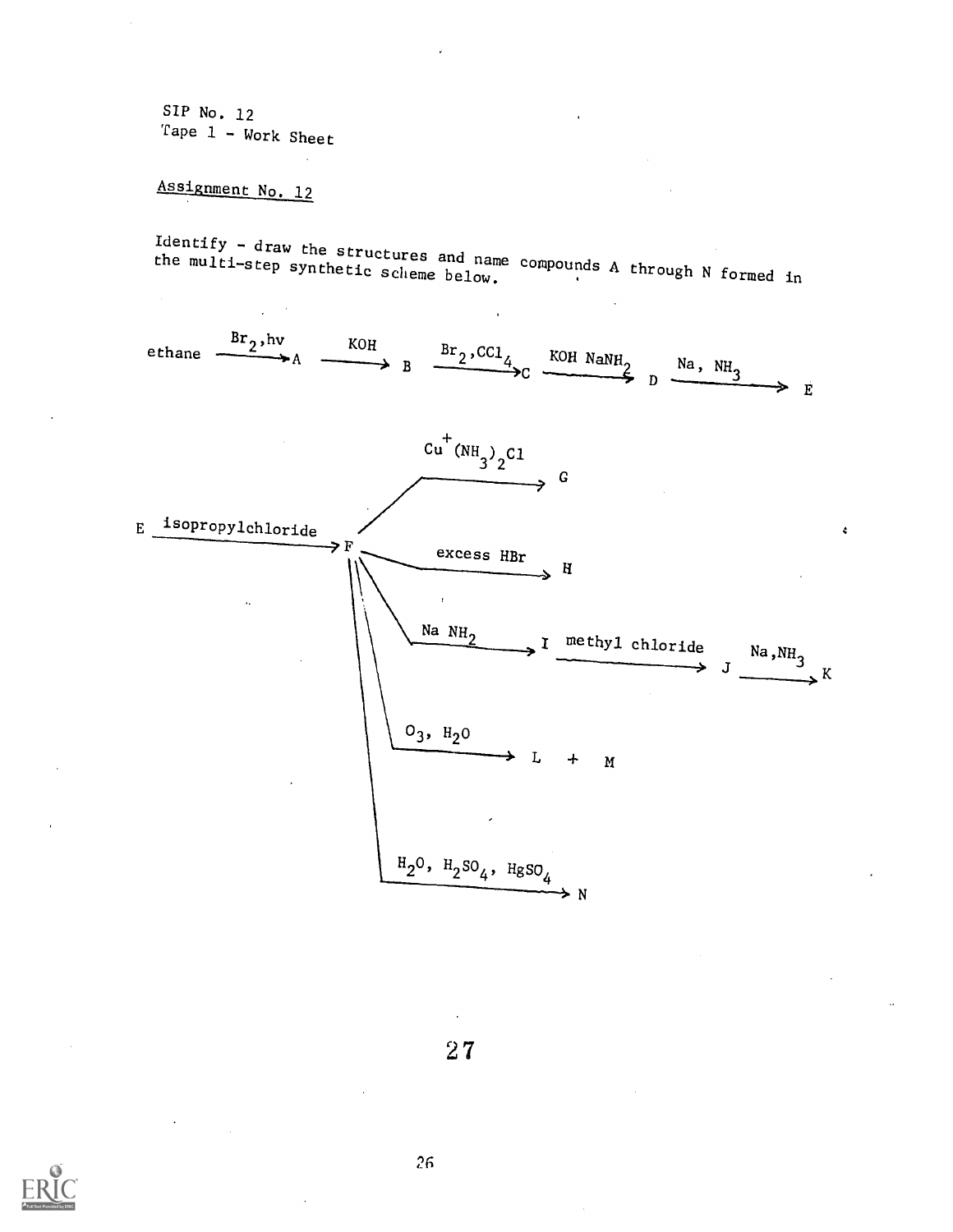SIP No. 12
Tape 1 - Work Sheet

Assignment No. 12

Identify - draw the structures and name compounds A through N formed in the multi-step synthetic scheme below.

$$\text{ethane} \xrightarrow{Br_2, h\nu} A \xrightarrow{KOH} B \xrightarrow{Br_2, CCl_4} C \xrightarrow{KOH \; NaNH_2} D \xrightarrow{Na, \; NH_3} E$$

$$E \xrightarrow{\text{isopropylchloride}} F$$

$$F \xrightarrow{Cu^+(NH_3)_2Cl} G$$

$$F \xrightarrow{\text{excess } HBr} H$$

$$F \xrightarrow{Na \; NH_2} I \xrightarrow{\text{methyl chloride}} J \xrightarrow{Na, NH_3} K$$

$$F \xrightarrow{O_3, \; H_2O} L + M$$

$$F \xrightarrow{H_2O, \; H_2SO_4, \; HgSO_4} N$$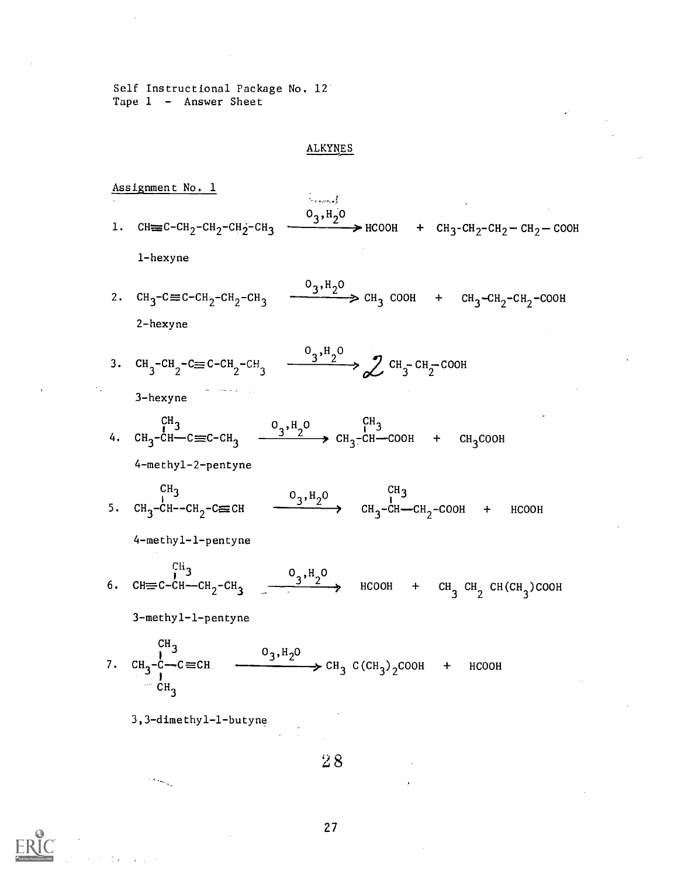Self Instructional Package No. 12
Tape 1 - Answer Sheet

## ALKYNES

Assignment No. 1

1. $CH \equiv C-CH_2-CH_2-CH_2-CH_3 \xrightarrow{O_3, H_2O} HCOOH + CH_3-CH_2-CH_2-CH_2-COOH$

   1-hexyne

2. $CH_3-C \equiv C-CH_2-CH_2-CH_3 \xrightarrow{O_3, H_2O} CH_3\ COOH + CH_3-CH_2-CH_2-COOH$

   2-hexyne

3. $CH_3-CH_2-C \equiv C-CH_2-CH_3 \xrightarrow{O_3, H_2O} 2\ CH_3-CH_2-COOH$

   3-hexyne

4. $CH_3-CH(CH_3)-C \equiv C-CH_3 \xrightarrow{O_3, H_2O} CH_3-CH(CH_3)-COOH + CH_3COOH$

   4-methyl-2-pentyne

5. $CH_3-CH(CH_3)-CH_2-C \equiv CH \xrightarrow{O_3, H_2O} CH_3-CH(CH_3)-CH_2-COOH + HCOOH$

   4-methyl-1-pentyne

6. $CH \equiv C-CH(CH_3)-CH_2-CH_3 \xrightarrow{O_3, H_2O} HCOOH + CH_3\ CH_2\ CH(CH_3)COOH$

   3-methyl-1-pentyne

7. $CH_3-C(CH_3)_2-C \equiv CH \xrightarrow{O_3, H_2O} CH_3\ C(CH_3)_2COOH + HCOOH$

   3,3-dimethyl-1-butyne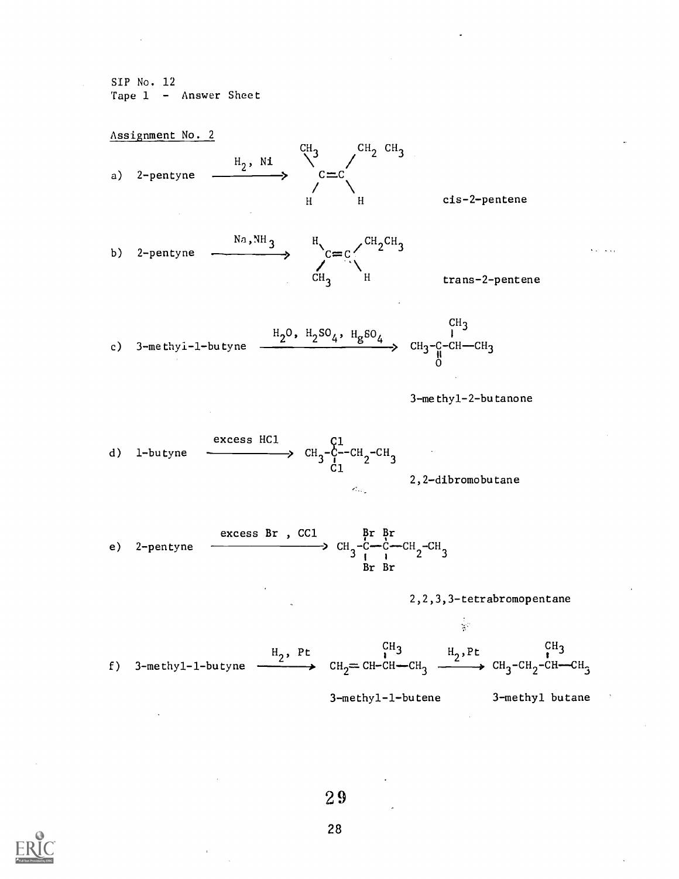SIP No. 12
Tape 1 - Answer Sheet

Assignment No. 2

a) 2-pentyne $\xrightarrow{H_2,\ Ni}$

$$\begin{matrix} CH_3 & & CH_2\ CH_3 \\ & \diagdown\ \ \diagup & \\ & C{=}C & \\ & \diagup\ \ \diagdown & \\ H & & H \end{matrix}$$

cis-2-pentene

b) 2-pentyne $\xrightarrow{Na, NH_3}$

$$\begin{matrix} H & & CH_2CH_3 \\ & \diagdown\ \ \diagup & \\ & C{=}C & \\ & \diagup\ \ \diagdown & \\ CH_3 & & H \end{matrix}$$

trans-2-pentene

c) 3-methyl-1-butyne $\xrightarrow{H_2O,\ H_2SO_4,\ HgSO_4}$ $CH_3-\underset{\underset{O}{\|}}{C}-\overset{\overset{CH_3}{|}}{CH}-CH_3$

3-methyl-2-butanone

d) 1-butyne $\xrightarrow{\text{excess HCl}}$ $CH_3-\underset{Cl}{\overset{Cl}{\underset{|}{\overset{|}{C}}}}-CH_2-CH_3$

2,2-dibromobutane

e) 2-pentyne $\xrightarrow{\text{excess Br , CCl}}$ $CH_3-\underset{Br}{\overset{Br}{\underset{|}{\overset{|}{C}}}}-\underset{Br}{\overset{Br}{\underset{|}{\overset{|}{C}}}}-CH_2-CH_3$

2,2,3,3-tetrabromopentane

f) 3-methyl-1-butyne $\xrightarrow{H_2,\ Pt}$ $CH_2{=}CH-\overset{\overset{CH_3}{|}}{CH}-CH_3$ $\xrightarrow{H_2, Pt}$ $CH_3-CH_2-\overset{\overset{CH_3}{|}}{CH}-CH_3$

3-methyl-1-butene 3-methyl butane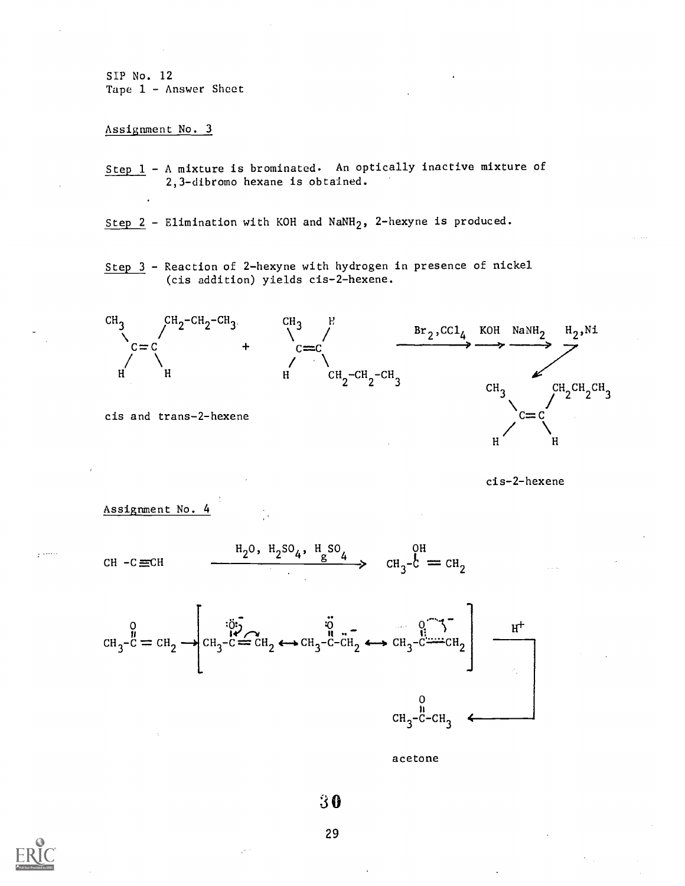SIP No. 12
Tape 1 - Answer Sheet

Assignment No. 3

Step 1 - A mixture is brominated. An optically inactive mixture of 2,3-dibromo hexane is obtained.

Step 2 - Elimination with KOH and $NaNH_2$, 2-hexyne is produced.

Step 3 - Reaction of 2-hexyne with hydrogen in presence of nickel (cis addition) yields cis-2-hexene.

$$CH_3(H)C{=}C(H)CH_2{-}CH_2{-}CH_3 \;+\; CH_3(H)C{=}C(H)CH_2{-}CH_2{-}CH_3 \xrightarrow{Br_2,CCl_4} \xrightarrow{KOH} \xrightarrow{NaNH_2} \xrightarrow{H_2,Ni} CH_3(H)C{=}C(H)CH_2CH_2CH_3$$

cis and trans-2-hexene

cis-2-hexene

Assignment No. 4

$$CH{-}C{\equiv}CH \xrightarrow{H_2O,\ H_2SO_4,\ HgSO_4} CH_3{-}\overset{OH}{C}{=}CH_2$$

$$CH_3{-}\overset{O}{C}{=}CH_2 \rightarrow \left[ CH_3{-}\overset{:\ddot{O}:^-}{C}{=}CH_2 \longleftrightarrow CH_3{-}\overset{\ddot{O}}{\overset{\|}{C}}{-}\ddot{C}H_2^- \longleftrightarrow CH_3{-}\overset{O}{C}{\cdots}CH_2 \right] \xrightarrow{H^+} CH_3{-}\overset{O}{\overset{\|}{C}}{-}CH_3$$

acetone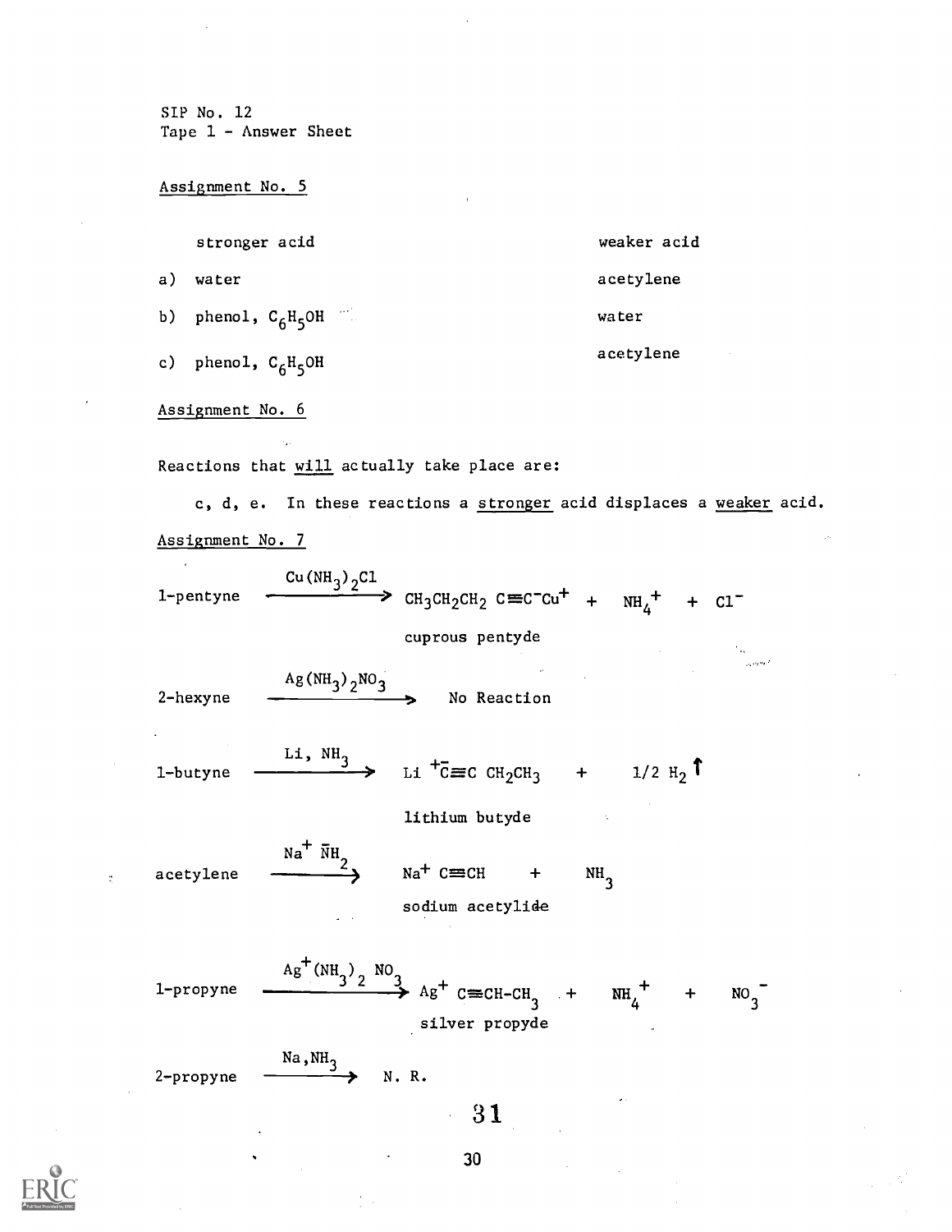SIP No. 12
Tape 1 - Answer Sheet

Assignment No. 5

| | stronger acid | weaker acid |
|---|---|---|
| a) | water | acetylene |
| b) | phenol, $C_6H_5OH$ | water |
| c) | phenol, $C_6H_5OH$ | acetylene |

Assignment No. 6

Reactions that will actually take place are:

c, d, e. In these reactions a stronger acid displaces a weaker acid.

Assignment No. 7

1-pentyne $\xrightarrow{Cu(NH_3)_2Cl}$ $CH_3CH_2CH_2\ C{\equiv}C^-Cu^+$ + $NH_4^+$ + $Cl^-$

cuprous pentyde

2-hexyne $\xrightarrow{Ag(NH_3)_2NO_3}$ No Reaction

1-butyne $\xrightarrow{Li,\ NH_3}$ $Li^+\ \bar{C}{\equiv}C\ CH_2CH_3$ + $1/2\ H_2\uparrow$

lithium butyde

acetylene $\xrightarrow{Na^+\ \bar{N}H_2}$ $Na^+\ C{\equiv}CH$ + $NH_3$

sodium acetylide

1-propyne $\xrightarrow{Ag^+(NH_3)_2\ NO_3}$ $Ag^+\ C{\equiv}CH\text{-}CH_3$ + $NH_4^+$ + $NO_3^-$

silver propyde

2-propyne $\xrightarrow{Na,NH_3}$ N. R.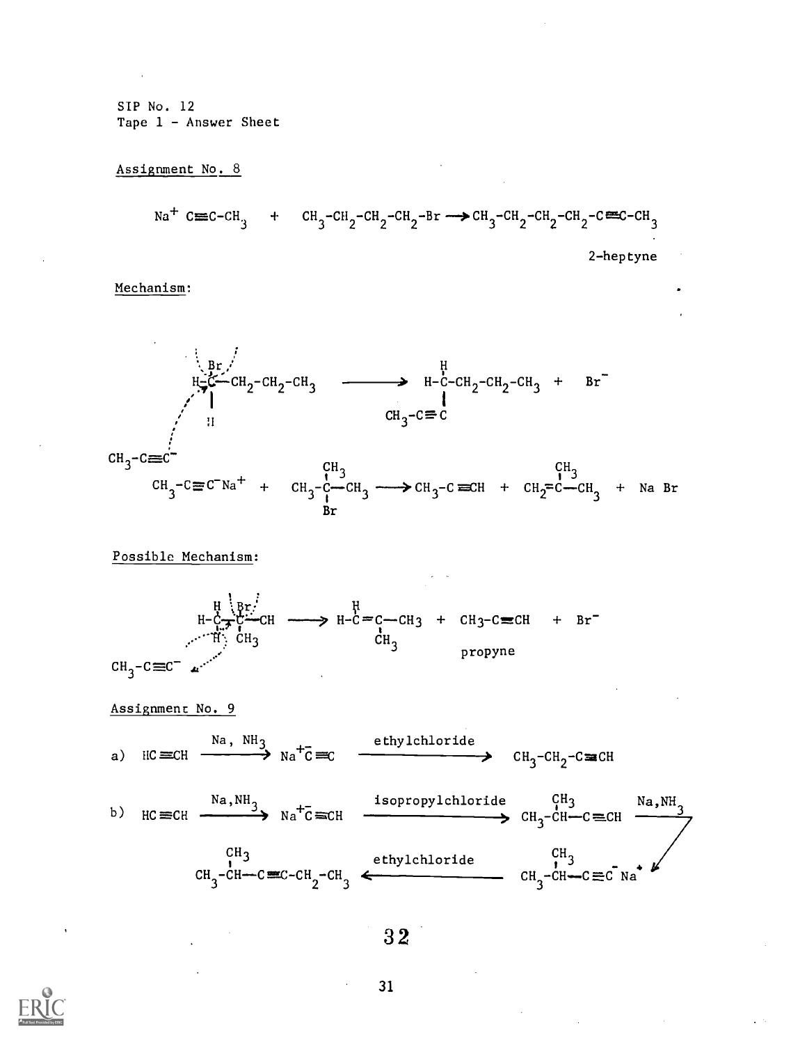SIP No. 12
Tape 1 - Answer Sheet

Assignment No. 8

$$Na^{+}\ ^{-}C{\equiv}C\text{-}CH_3 \quad + \quad CH_3\text{-}CH_2\text{-}CH_2\text{-}CH_2\text{-}Br \longrightarrow CH_3\text{-}CH_2\text{-}CH_2\text{-}CH_2\text{-}C{\equiv}C\text{-}CH_3$$

2-heptyne

Mechanism:

$$CH_3\text{-}C{\equiv}C^{-} + H\text{-}\underset{H}{\overset{Br}{C}}\text{-}CH_2\text{-}CH_2\text{-}CH_3 \longrightarrow H\text{-}\underset{CH_3\text{-}C{\equiv}C}{\overset{H}{C}}\text{-}CH_2\text{-}CH_2\text{-}CH_3 \quad + \quad Br^{-}$$

$$CH_3\text{-}C{\equiv}C^{-}Na^{+} \quad + \quad CH_3\text{-}\underset{Br}{\overset{CH_3}{C}}\text{-}CH_3 \longrightarrow CH_3\text{-}C{\equiv}CH \quad + \quad CH_2{=}\overset{CH_3}{C}\text{-}CH_3 \quad + \quad Na\ Br$$

Possible Mechanism:

$$CH_3\text{-}C{\equiv}C^{-} + H\text{-}\underset{H}{\overset{H}{C}}\text{-}\underset{CH_3}{\overset{Br}{C}}\text{-}CH \longrightarrow H\text{-}\overset{H}{C}{=}\underset{CH_3}{C}\text{-}CH_3 \quad + \quad CH_3\text{-}C{\equiv}CH \quad + \quad Br^{-}$$

propyne

Assignment No. 9

a) $HC{\equiv}CH \xrightarrow{Na,\ NH_3} Na^{+}\ ^{-}C{\equiv}C \xrightarrow{\text{ethylchloride}} CH_3\text{-}CH_2\text{-}C{\equiv}CH$

b) $HC{\equiv}CH \xrightarrow{Na, NH_3} Na^{+}\ ^{-}C{\equiv}CH \xrightarrow{\text{isopropylchloride}} CH_3\text{-}\overset{CH_3}{CH}\text{-}C{\equiv}CH \xrightarrow{Na, NH_3} CH_3\text{-}\overset{CH_3}{CH}\text{-}C{\equiv}C^{-}\ Na^{+} \xrightarrow{\text{ethylchloride}} CH_3\text{-}\overset{CH_3}{CH}\text{-}C{\equiv}C\text{-}CH_2\text{-}CH_3$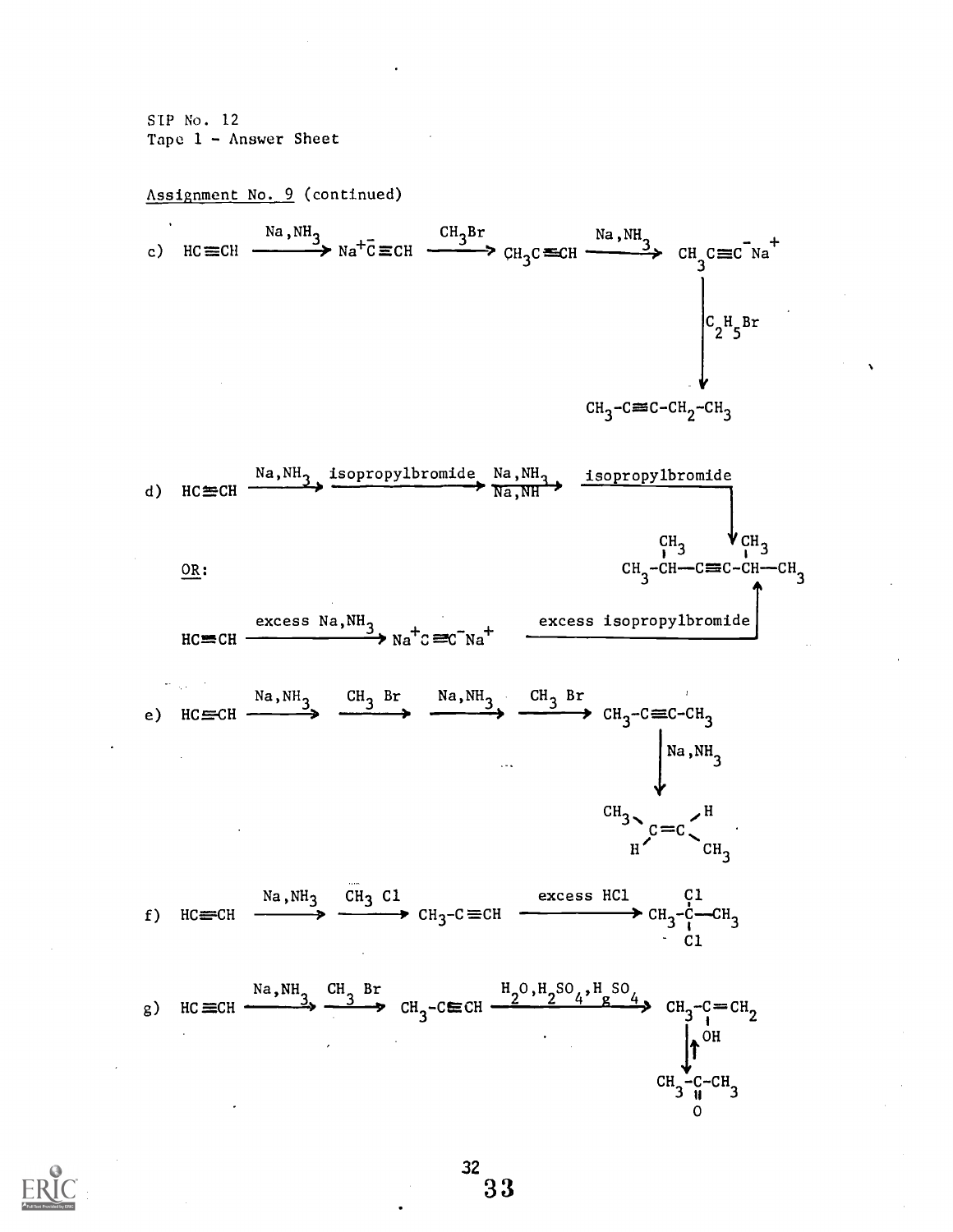SIP No. 12
Tape 1 - Answer Sheet

Assignment No. 9 (continued)

c) $HC\equiv CH \xrightarrow{Na,NH_3} Na^+\bar{C}\equiv CH \xrightarrow{CH_3Br} CH_3C\equiv CH \xrightarrow{Na,NH_3} CH_3C\equiv C^-Na^+$

$\xrightarrow{C_2H_5Br} CH_3-C\equiv C-CH_2-CH_3$

d) $HC\equiv CH \xrightarrow{Na,NH_3} \xrightarrow{\text{isopropylbromide}} \xrightarrow{Na,NH_3} \xrightarrow{\text{isopropylbromide}}$

$$CH_3-\underset{}{\overset{CH_3}{\overset{|}{CH}}}-C\equiv C-\overset{CH_3}{\overset{|}{CH}}-CH_3$$

OR:

$HC\equiv CH \xrightarrow{\text{excess } Na,NH_3} Na^+C\equiv C^-Na^+ \xrightarrow{\text{excess isopropylbromide}}$ (same product)

e) $HC\equiv CH \xrightarrow{Na,NH_3} \xrightarrow{CH_3\ Br} \xrightarrow{Na,NH_3} \xrightarrow{CH_3\ Br} CH_3-C\equiv C-CH_3$

$\xrightarrow{Na,NH_3}$ trans-$CH_3CH=CHCH_3$ ($CH_3$ and $H$ on each carbon, $CH_3$ groups trans)

f) $HC\equiv CH \xrightarrow{Na,NH_3} \xrightarrow{CH_3\ Cl} CH_3-C\equiv CH \xrightarrow{\text{excess HCl}} CH_3-\overset{Cl}{\underset{Cl}{C}}-CH_3$

g) $HC\equiv CH \xrightarrow{Na,NH_3} \xrightarrow{CH_3\ Br} CH_3-C\equiv CH \xrightarrow{H_2O,H_2SO_4,HgSO_4} CH_3-\underset{OH}{C}=CH_2$

$\rightleftarrows CH_3-\underset{O}{\overset{\|}{C}}-CH_3$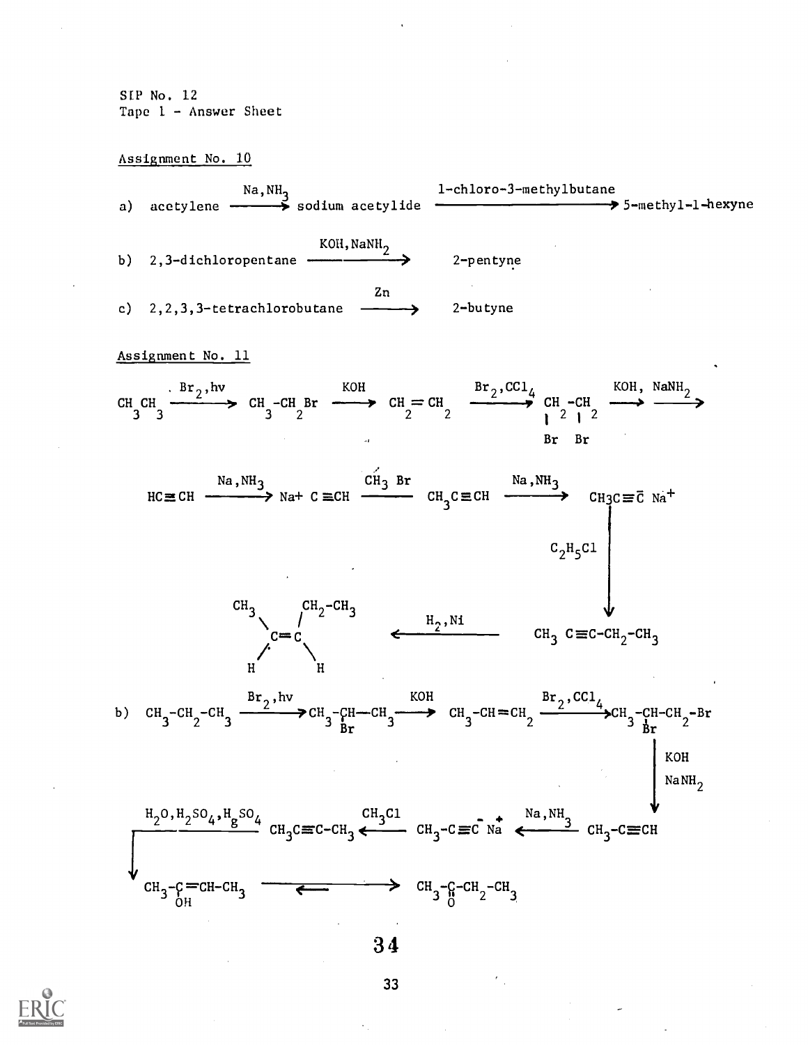SIP No. 12
Tape 1 - Answer Sheet

## Assignment No. 10

a) acetylene $\xrightarrow{Na, NH_3}$ sodium acetylide $\xrightarrow{\text{1-chloro-3-methylbutane}}$ 5-methyl-1-hexyne

b) 2,3-dichloropentane $\xrightarrow{KOH, NaNH_2}$ 2-pentyne

c) 2,2,3,3-tetrachlorobutane $\xrightarrow{Zn}$ 2-butyne

## Assignment No. 11

$$CH_3CH_3 \xrightarrow{Br_2, h\nu} CH_3\text{-}CH_2Br \xrightarrow{KOH} CH_2{=}CH_2 \xrightarrow{Br_2, CCl_4} \underset{Br}{CH_2}\text{-}\underset{Br}{CH_2} \xrightarrow{KOH,\ NaNH_2}$$

$$HC{\equiv}CH \xrightarrow{Na, NH_3} Na^+\ \bar{C}{\equiv}CH \xrightarrow{CH_3Br} CH_3C{\equiv}CH \xrightarrow{Na, NH_3} CH_3C{\equiv}\bar{C}\ Na^+$$

$$CH_3C{\equiv}\bar{C}\ Na^+ \xrightarrow{C_2H_5Cl} CH_3\ C{\equiv}C\text{-}CH_2\text{-}CH_3$$

$$CH_3\ C{\equiv}C\text{-}CH_2\text{-}CH_3 \xrightarrow{H_2, Ni} \text{(cis) } CH_3(H)C{=}C(H)CH_2\text{-}CH_3$$

b) $$CH_3\text{-}CH_2\text{-}CH_3 \xrightarrow{Br_2, h\nu} CH_3\text{-}\underset{Br}{CH}\text{-}CH_3 \xrightarrow{KOH} CH_3\text{-}CH{=}CH_2 \xrightarrow{Br_2, CCl_4} CH_3\text{-}\underset{Br}{CH}\text{-}CH_2\text{-}Br$$

$$CH_3\text{-}\underset{Br}{CH}\text{-}CH_2\text{-}Br \xrightarrow{KOH,\ NaNH_2} CH_3\text{-}C{\equiv}CH \xrightarrow{Na, NH_3} CH_3\text{-}C{\equiv}\bar{C}\ Na^+ \xrightarrow{CH_3Cl} CH_3C{\equiv}C\text{-}CH_3$$

$$CH_3C{\equiv}C\text{-}CH_3 \xrightarrow{H_2O, H_2SO_4, HgSO_4} CH_3\text{-}\underset{OH}{C}{=}CH\text{-}CH_3 \rightleftarrows CH_3\text{-}\underset{O}{\overset{\|}{C}}\text{-}CH_2\text{-}CH_3$$

34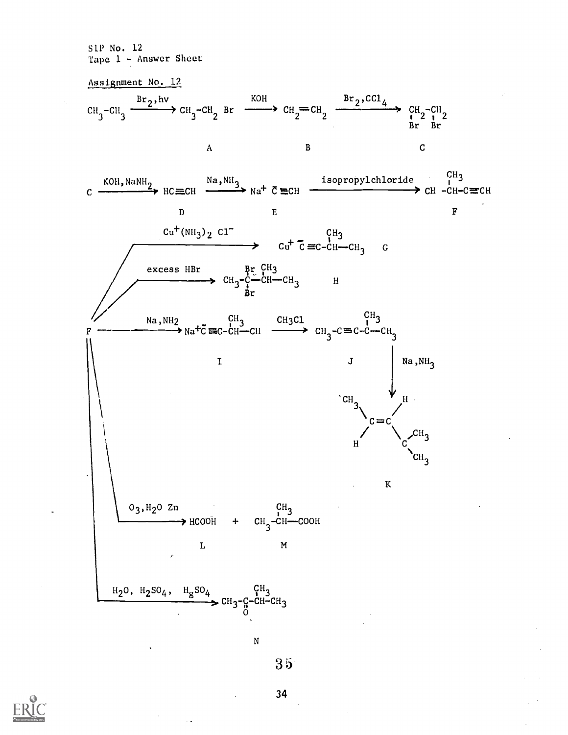SIP No. 12
Tape 1 - Answer Sheet

Assignment No. 12

$$CH_3-CH_3 \xrightarrow{Br_2,h\nu} CH_3-CH_2Br \xrightarrow{KOH} CH_2=CH_2 \xrightarrow{Br_2,CCl_4} \underset{Br}{CH_2}-\underset{Br}{CH_2}$$

A B C

$$C \xrightarrow{KOH,NaNH_2} HC\equiv CH \xrightarrow{Na,NH_3} Na^+\ \bar{C}\equiv CH \xrightarrow{\text{isopropylchloride}} CH-\overset{CH_3}{CH}-C\equiv CH$$

D E F

$$F \xrightarrow{Cu^+(NH_3)_2\ Cl^-} Cu^+\ \bar{C}\equiv C-\overset{CH_3}{CH}-CH_3 \quad G$$

$$F \xrightarrow{\text{excess HBr}} CH_3-\overset{Br}{\underset{Br}{C}}-\overset{CH_3}{CH}-CH_3 \quad H$$

$$F \xrightarrow{Na,NH_2} Na^+\bar{C}\equiv C-\overset{CH_3}{CH}-CH \xrightarrow{CH_3Cl} CH_3-C\equiv C-\overset{CH_3}{C}-CH_3$$

I J

$$J \xrightarrow{Na,NH_3} K$$

K: $CH_3(H)C=C(H)CH(CH_3)_2$ (trans)

$$F \xrightarrow{O_3,H_2O\ Zn} HCOOH + CH_3-\overset{CH_3}{CH}-COOH$$

L M

$$F \xrightarrow{H_2O,\ H_2SO_4,\ HgSO_4} CH_3-\underset{O}{\overset{\|}{C}}-\overset{CH_3}{CH}-CH_3$$

N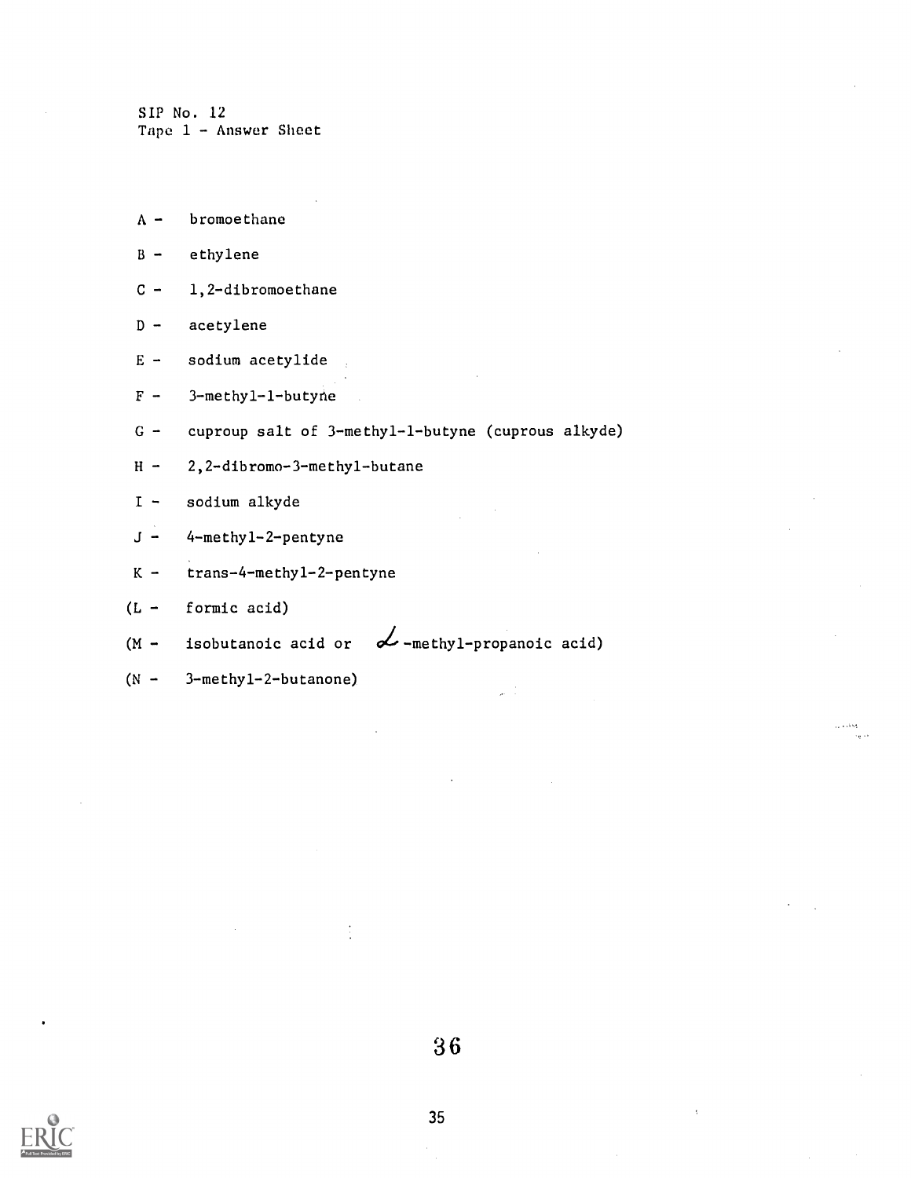SIP No. 12
Tape 1 - Answer Sheet

A - bromoethane

B - ethylene

C - 1,2-dibromoethane

D - acetylene

E - sodium acetylide

F - 3-methyl-1-butyne

G - cuproup salt of 3-methyl-1-butyne (cuprous alkyde)

H - 2,2-dibromo-3-methyl-butane

I - sodium alkyde

J - 4-methyl-2-pentyne

K - trans-4-methyl-2-pentyne

(L - formic acid)

(M - isobutanoic acid or $\alpha$-methyl-propanoic acid)

(N - 3-methyl-2-butanone)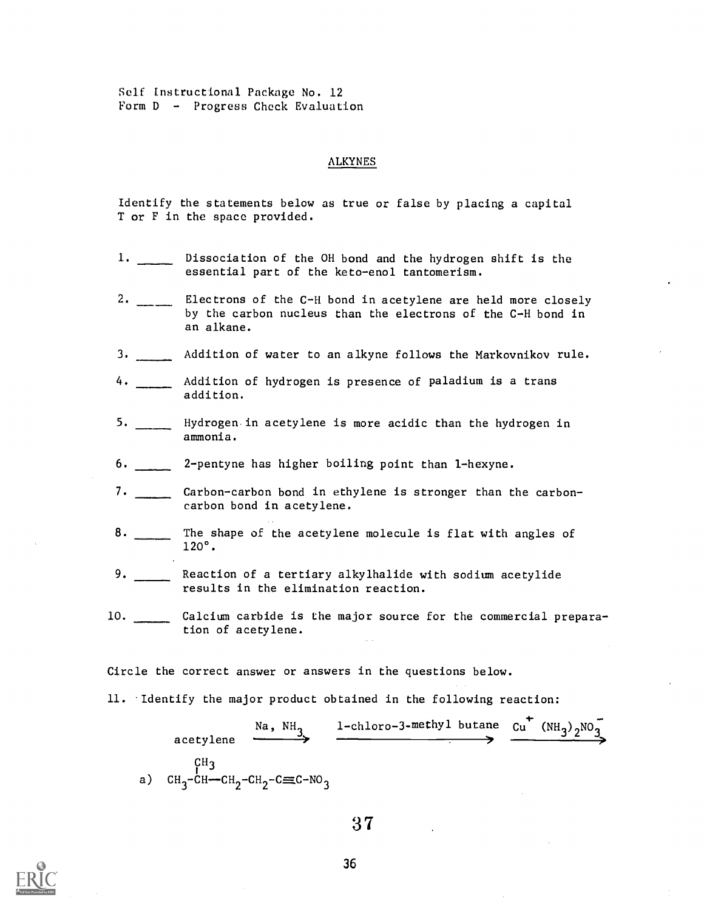Self Instructional Package No. 12
Form D - Progress Check Evaluation

## ALKYNES

Identify the statements below as true or false by placing a capital T or F in the space provided.

1. _____ Dissociation of the OH bond and the hydrogen shift is the essential part of the keto-enol tantomerism.

2. _____ Electrons of the C-H bond in acetylene are held more closely by the carbon nucleus than the electrons of the C-H bond in an alkane.

3. _____ Addition of water to an alkyne follows the Markovnikov rule.

4. _____ Addition of hydrogen is presence of paladium is a trans addition.

5. _____ Hydrogen in acetylene is more acidic than the hydrogen in ammonia.

6. _____ 2-pentyne has higher boiling point than 1-hexyne.

7. _____ Carbon-carbon bond in ethylene is stronger than the carbon-carbon bond in acetylene.

8. _____ The shape of the acetylene molecule is flat with angles of 120°.

9. _____ Reaction of a tertiary alkylhalide with sodium acetylide results in the elimination reaction.

10. _____ Calcium carbide is the major source for the commercial preparation of acetylene.

Circle the correct answer or answers in the questions below.

11. Identify the major product obtained in the following reaction:

$$\text{acetylene} \xrightarrow{\text{Na, } NH_3} \xrightarrow{\text{1-chloro-3-methyl butane}} \xrightarrow{Cu^+ (NH_3)_2NO_3^-}$$

a) $CH_3-\overset{\overset{\Large CH_3}{|}}{CH}-CH_2-CH_2-C{\equiv}C-NO_3$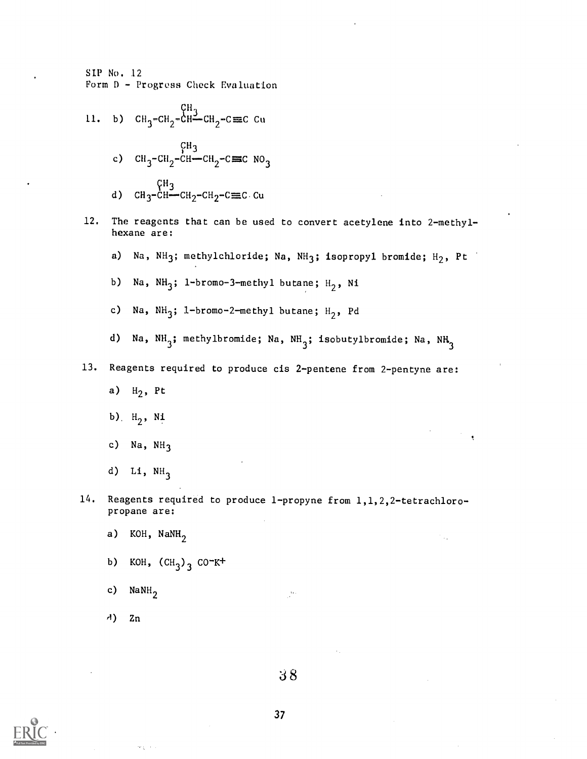SIP No. 12
Form D - Progress Check Evaluation

11. b) $CH_3-CH_2-\overset{CH_3}{\overset{|}{C}H}-CH_2-C\equiv C\ Cu$

    c) $CH_3-CH_2-\overset{CH_3}{\overset{|}{C}H}-CH_2-C\equiv C\ NO_3$

    d) $CH_3-\overset{CH_3}{\overset{|}{C}H}-CH_2-CH_2-C\equiv C\cdot Cu$

12. The reagents that can be used to convert acetylene into 2-methylhexane are:

    a) Na, $NH_3$; methylchloride; Na, $NH_3$; isopropyl bromide; $H_2$, Pt

    b) Na, $NH_3$; 1-bromo-3-methyl butane; $H_2$, Ni

    c) Na, $NH_3$; 1-bromo-2-methyl butane; $H_2$, Pd

    d) Na, $NH_3$; methylbromide; Na, $NH_3$; isobutylbromide; Na, $NH_3$

13. Reagents required to produce cis 2-pentene from 2-pentyne are:

    a) $H_2$, Pt

    b) $H_2$, Ni

    c) Na, $NH_3$

    d) Li, $NH_3$

14. Reagents required to produce 1-propyne from 1,1,2,2-tetrachloropropane are:

    a) KOH, $NaNH_2$

    b) KOH, $(CH_3)_3\ CO^-K^+$

    c) $NaNH_2$

    d) Zn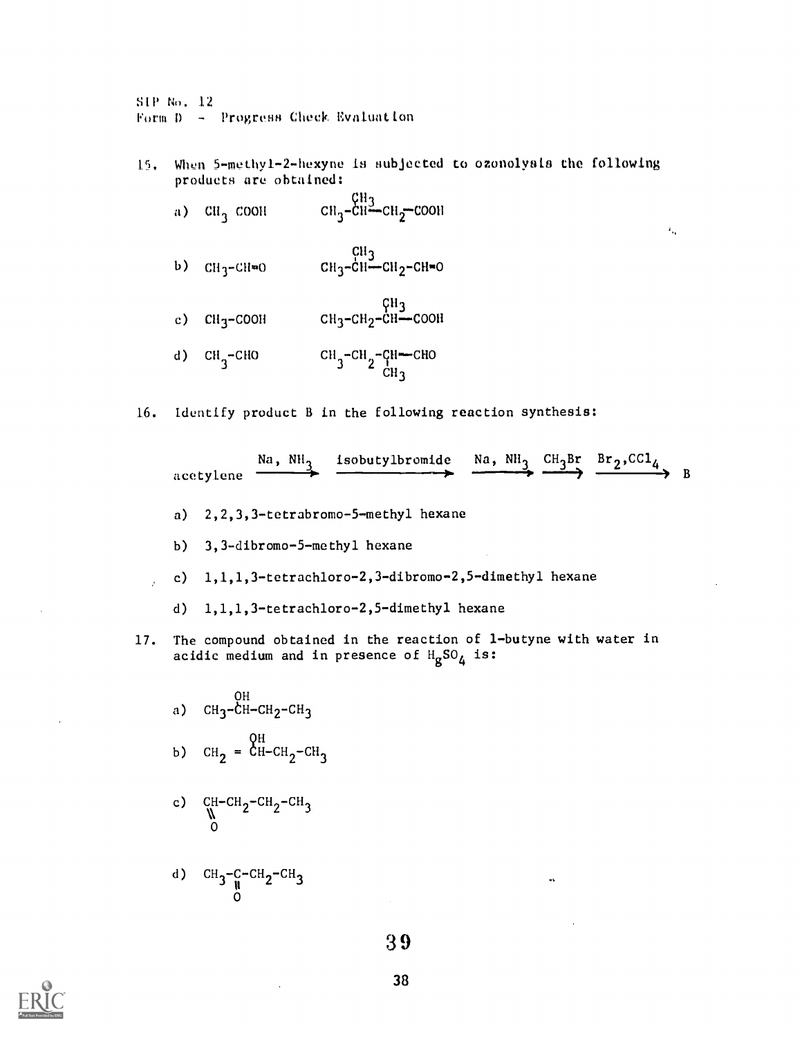SIP No. 12
Form D - Progress Check Evaluation

15. When 5-methyl-2-hexyne is subjected to ozonolysis the following products are obtained:

    a) $CH_3COOH$ $\quad$ $CH_3-CH(CH_3)-CH_2-COOH$

    b) $CH_3-CH=O$ $\quad$ $CH_3-CH(CH_3)-CH_2-CH=O$

    c) $CH_3-COOH$ $\quad$ $CH_3-CH_2-CH(CH_3)-COOH$

    d) $CH_3-CHO$ $\quad$ $CH_3-CH_2-CH(CH_3)-CHO$

16. Identify product B in the following reaction synthesis:

$$\text{acetylene} \xrightarrow{Na,\ NH_3} \xrightarrow{\text{isobutylbromide}} \xrightarrow{Na,\ NH_3} \xrightarrow{CH_3Br} \xrightarrow{Br_2, CCl_4} B$$

    a) 2,2,3,3-tetrabromo-5-methyl hexane

    b) 3,3-dibromo-5-methyl hexane

    c) 1,1,1,3-tetrachloro-2,3-dibromo-2,5-dimethyl hexane

    d) 1,1,1,3-tetrachloro-2,5-dimethyl hexane

17. The compound obtained in the reaction of 1-butyne with water in acidic medium and in presence of $H_gSO_4$ is:

    a) $CH_3-CH(OH)-CH_2-CH_3$

    b) $CH_2=C(OH)-CH_2-CH_3$

    c) $CH(=O)-CH_2-CH_2-CH_3$

    d) $CH_3-C(=O)-CH_2-CH_3$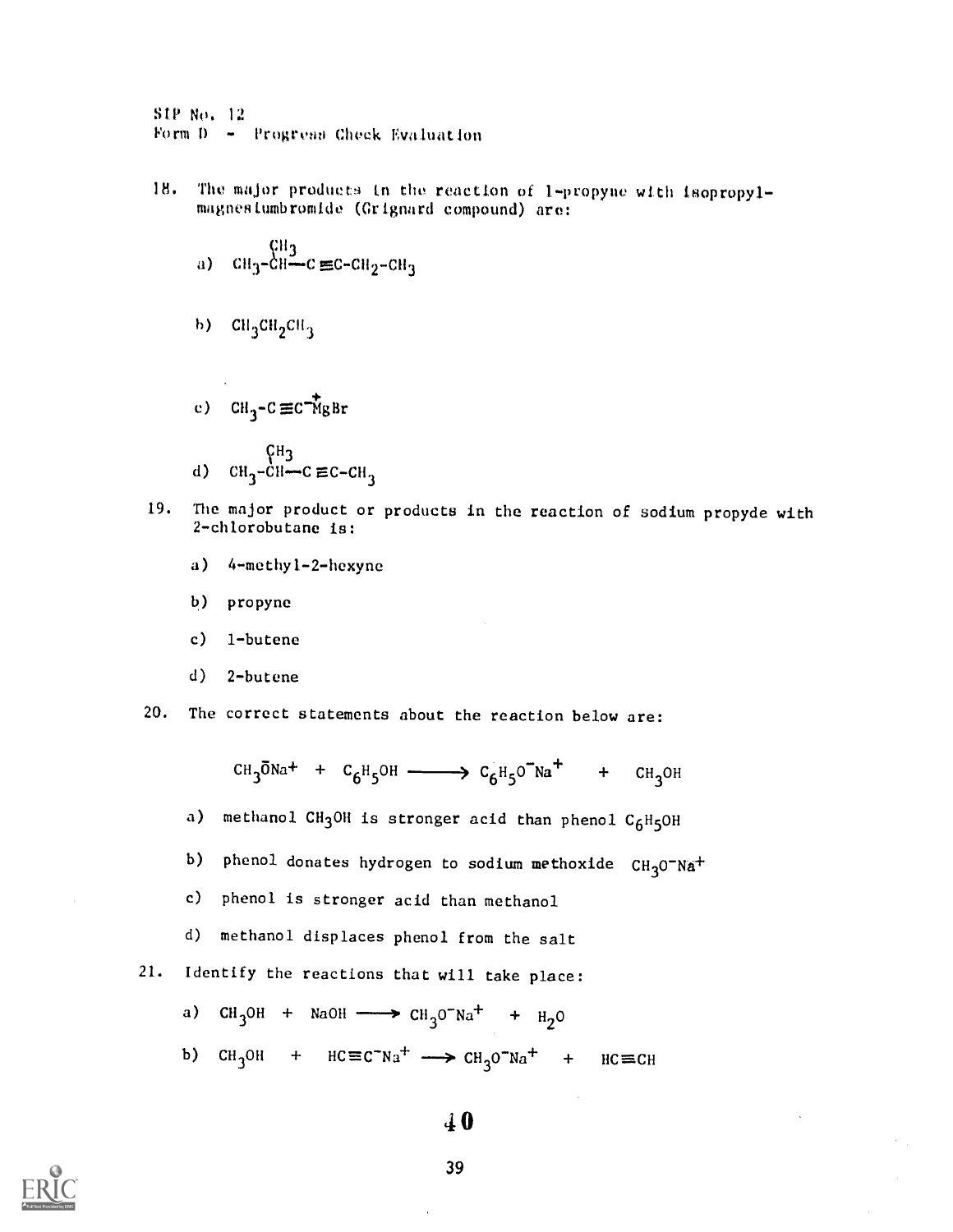SIP No. 12
Form D - Progress Check Evaluation

18. The major products in the reaction of 1-propyne with isopropylmagnesiumbromide (Grignard compound) are:

   a) $CH_3-\underset{|}{\overset{CH_3}{CH}}-C\equiv C-CH_2-CH_3$

   b) $CH_3CH_2CH_3$

   c) $CH_3-C\equiv C^{-}\overset{+}{M}gBr$

   d) $CH_3-\underset{|}{\overset{CH_3}{CH}}-C\equiv C-CH_3$

19. The major product or products in the reaction of sodium propyde with 2-chlorobutane is:

   a) 4-methyl-2-hexyne

   b) propyne

   c) 1-butene

   d) 2-butene

20. The correct statements about the reaction below are:

$$CH_3\bar{O}Na^+ \ + \ C_6H_5OH \longrightarrow C_6H_5O^-Na^+ \ + \ CH_3OH$$

   a) methanol $CH_3OH$ is stronger acid than phenol $C_6H_5OH$

   b) phenol donates hydrogen to sodium methoxide $CH_3O^-Na^+$

   c) phenol is stronger acid than methanol

   d) methanol displaces phenol from the salt

21. Identify the reactions that will take place:

   a) $CH_3OH \ + \ NaOH \longrightarrow CH_3O^-Na^+ \ + \ H_2O$

   b) $CH_3OH \ + \ HC\equiv C^-Na^+ \longrightarrow CH_3O^-Na^+ \ + \ HC\equiv CH$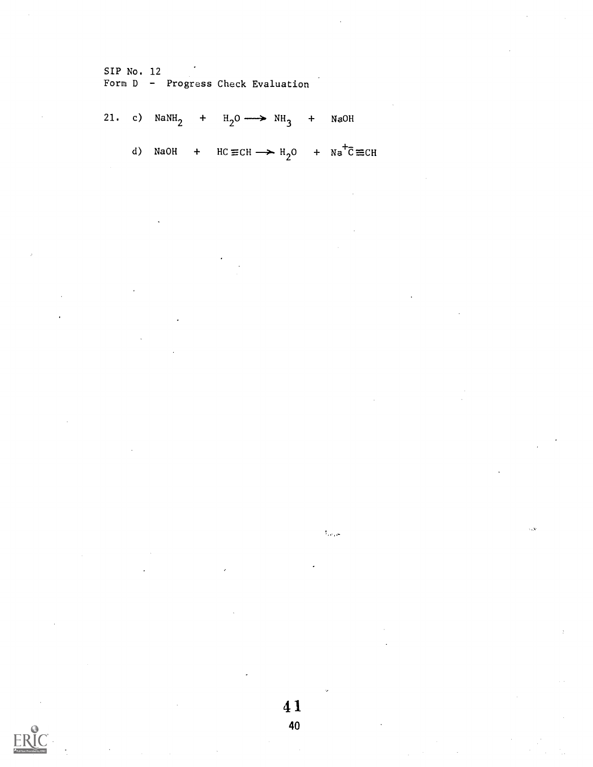SIP No. 12
Form D - Progress Check Evaluation

21. c) $NaNH_2 + H_2O \longrightarrow NH_3 + NaOH$

d) $NaOH + HC\equiv CH \longrightarrow H_2O + Na^{+}\bar{C}\equiv CH$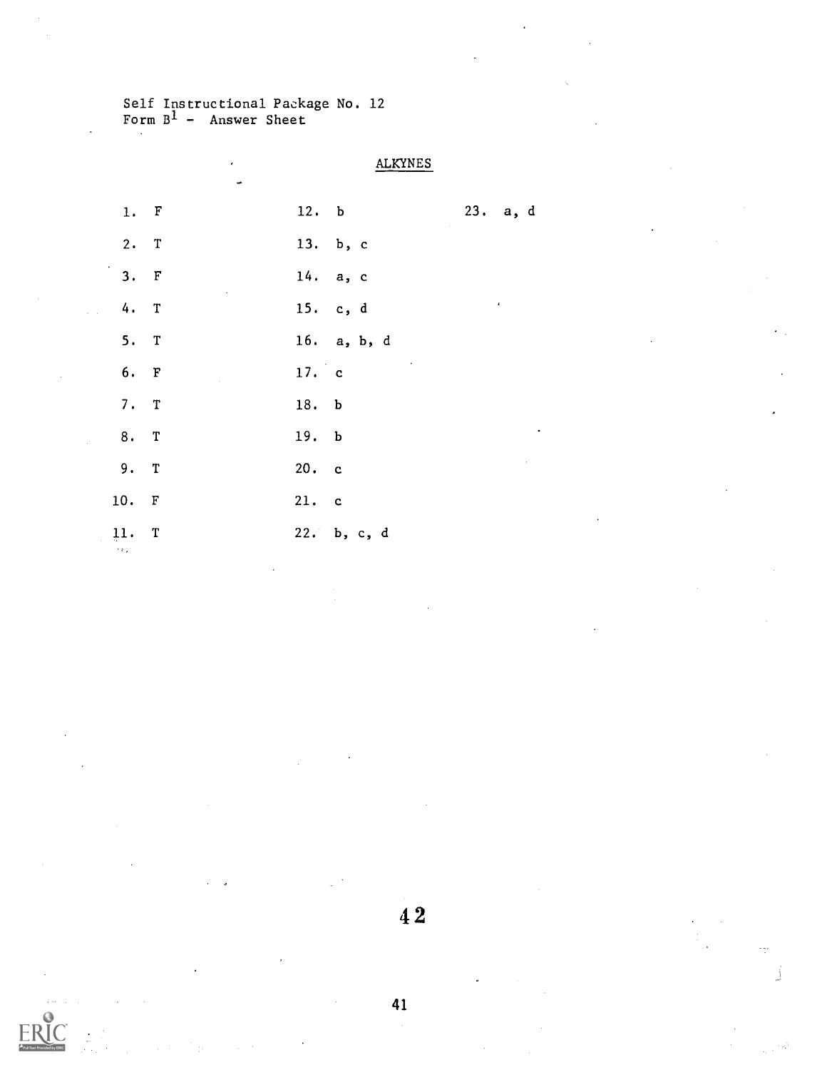Self Instructional Package No. 12
Form B[1] - Answer Sheet

## ALKYNES

1. F
2. T
3. F
4. T
5. T
6. F
7. T
8. T
9. T
10. F
11. T
12. b
13. b, c
14. a, c
15. c, d
16. a, b, d
17. c
18. b
19. b
20. c
21. c
22. b, c, d
23. a, d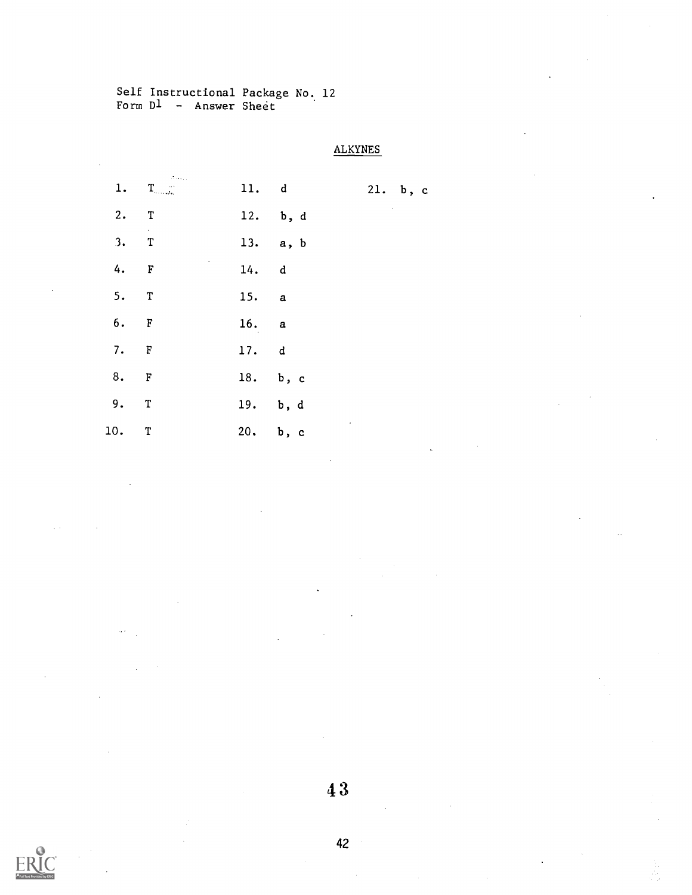Self Instructional Package No. 12
Form D[1] - Answer Sheet

## ALKYNES

1. T
2. T
3. T
4. F
5. T
6. F
7. F
8. F
9. T
10. T
11. d
12. b, d
13. a, b
14. d
15. a
16. a
17. d
18. b, c
19. b, d
20. b, c
21. b, c